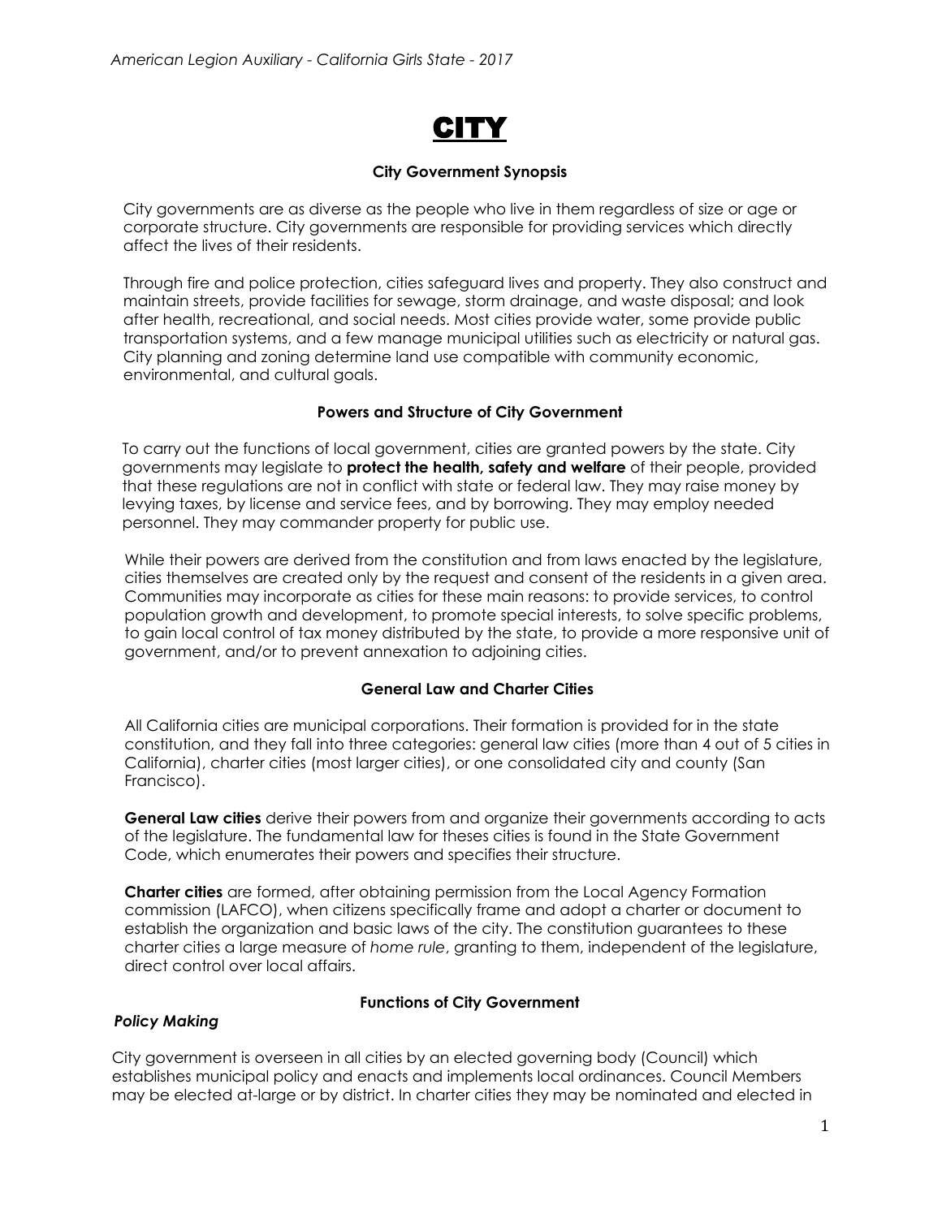# CITY

### City Government Synopsis

City governments are as diverse as the people who live in them regardless of size or age or corporate structure. City governments are responsible for providing services which directly affect the lives of their residents.

Through fire and police protection, cities safeguard lives and property. They also construct and maintain streets, provide facilities for sewage, storm drainage, and waste disposal; and look after health, recreational, and social needs. Most cities provide water, some provide public transportation systems, and a few manage municipal utilities such as electricity or natural gas. City planning and zoning determine land use compatible with community economic, environmental, and cultural goals.

### Powers and Structure of City Government

To carry out the functions of local government, cities are granted powers by the state. City governments may legislate to **protect the health, safety and welfare** of their people, provided that these regulations are not in conflict with state or federal law. They may raise money by levying taxes, by license and service fees, and by borrowing. They may employ needed personnel. They may commander property for public use.

While their powers are derived from the constitution and from laws enacted by the legislature, cities themselves are created only by the request and consent of the residents in a given area. Communities may incorporate as cities for these main reasons: to provide services, to control population growth and development, to promote special interests, to solve specific problems, to gain local control of tax money distributed by the state, to provide a more responsive unit of government, and/or to prevent annexation to adjoining cities.

### General Law and Charter Cities

All California cities are municipal corporations. Their formation is provided for in the state constitution, and they fall into three categories: general law cities (more than 4 out of 5 cities in California), charter cities (most larger cities), or one consolidated city and county (San Francisco).

**General Law cities** derive their powers from and organize their governments according to acts of the legislature. The fundamental law for theses cities is found in the State Government Code, which enumerates their powers and specifies their structure.

**Charter cities** are formed, after obtaining permission from the Local Agency Formation commission (LAFCO), when citizens specifically frame and adopt a charter or document to establish the organization and basic laws of the city. The constitution guarantees to these charter cities a large measure of *home rule*, granting to them, independent of the legislature, direct control over local affairs.

### Functions of City Government

***Policy Making***

City government is overseen in all cities by an elected governing body (Council) which establishes municipal policy and enacts and implements local ordinances. Council Members may be elected at-large or by district. In charter cities they may be nominated and elected in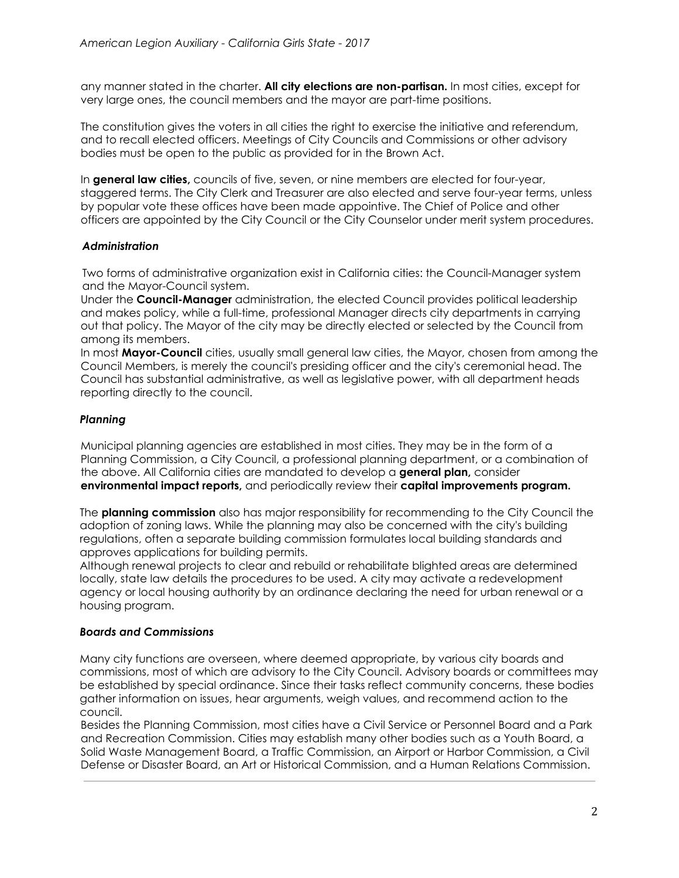any manner stated in the charter. **All city elections are non-partisan.** In most cities, except for very large ones, the council members and the mayor are part-time positions.

The constitution gives the voters in all cities the right to exercise the initiative and referendum, and to recall elected officers. Meetings of City Councils and Commissions or other advisory bodies must be open to the public as provided for in the Brown Act.

In **general law cities,** councils of five, seven, or nine members are elected for four-year, staggered terms. The City Clerk and Treasurer are also elected and serve four-year terms, unless by popular vote these offices have been made appointive. The Chief of Police and other officers are appointed by the City Council or the City Counselor under merit system procedures.

### *Administration*

Two forms of administrative organization exist in California cities: the Council-Manager system and the Mayor-Council system.

Under the **Council-Manager** administration, the elected Council provides political leadership and makes policy, while a full-time, professional Manager directs city departments in carrying out that policy. The Mayor of the city may be directly elected or selected by the Council from among its members.

In most **Mayor-Council** cities, usually small general law cities, the Mayor, chosen from among the Council Members, is merely the council's presiding officer and the city's ceremonial head. The Council has substantial administrative, as well as legislative power, with all department heads reporting directly to the council.

### *Planning*

Municipal planning agencies are established in most cities. They may be in the form of a Planning Commission, a City Council, a professional planning department, or a combination of the above. All California cities are mandated to develop a **general plan,** consider **environmental impact reports,** and periodically review their **capital improvements program.**

The **planning commission** also has major responsibility for recommending to the City Council the adoption of zoning laws. While the planning may also be concerned with the city's building regulations, often a separate building commission formulates local building standards and approves applications for building permits.

Although renewal projects to clear and rebuild or rehabilitate blighted areas are determined locally, state law details the procedures to be used. A city may activate a redevelopment agency or local housing authority by an ordinance declaring the need for urban renewal or a housing program.

### *Boards and Commissions*

Many city functions are overseen, where deemed appropriate, by various city boards and commissions, most of which are advisory to the City Council. Advisory boards or committees may be established by special ordinance. Since their tasks reflect community concerns, these bodies gather information on issues, hear arguments, weigh values, and recommend action to the council.

Besides the Planning Commission, most cities have a Civil Service or Personnel Board and a Park and Recreation Commission. Cities may establish many other bodies such as a Youth Board, a Solid Waste Management Board, a Traffic Commission, an Airport or Harbor Commission, a Civil Defense or Disaster Board, an Art or Historical Commission, and a Human Relations Commission.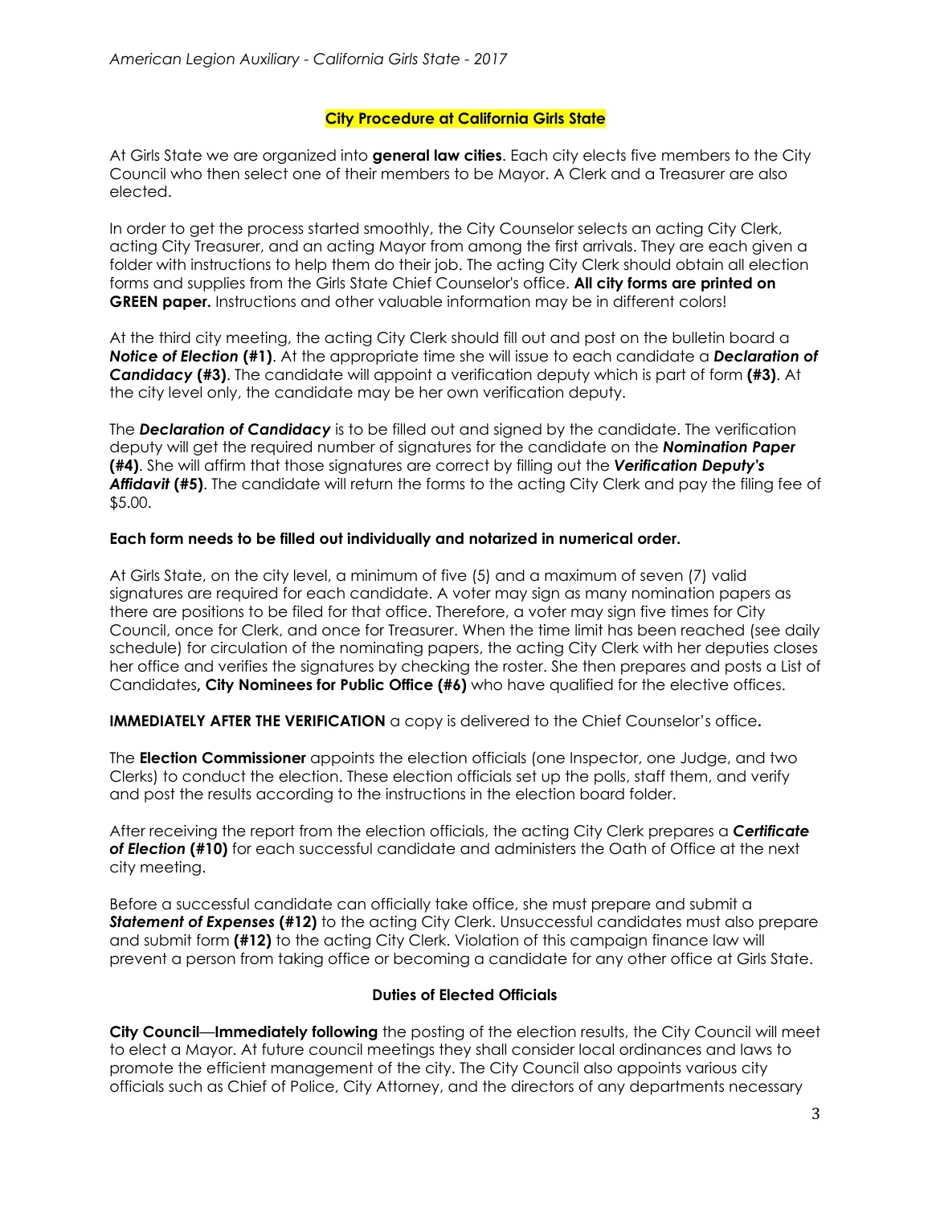## City Procedure at California Girls State

At Girls State we are organized into **general law cities**. Each city elects five members to the City Council who then select one of their members to be Mayor. A Clerk and a Treasurer are also elected.

In order to get the process started smoothly, the City Counselor selects an acting City Clerk, acting City Treasurer, and an acting Mayor from among the first arrivals. They are each given a folder with instructions to help them do their job. The acting City Clerk should obtain all election forms and supplies from the Girls State Chief Counselor's office. **All city forms are printed on GREEN paper.** Instructions and other valuable information may be in different colors!

At the third city meeting, the acting City Clerk should fill out and post on the bulletin board a ***Notice of Election* (#1)**. At the appropriate time she will issue to each candidate a ***Declaration of Candidacy* (#3)**. The candidate will appoint a verification deputy which is part of form **(#3)**. At the city level only, the candidate may be her own verification deputy.

The ***Declaration of Candidacy*** is to be filled out and signed by the candidate. The verification deputy will get the required number of signatures for the candidate on the ***Nomination Paper* (#4)**. She will affirm that those signatures are correct by filling out the ***Verification Deputy's Affidavit* (#5)**. The candidate will return the forms to the acting City Clerk and pay the filing fee of $5.00.

**Each form needs to be filled out individually and notarized in numerical order.**

At Girls State, on the city level, a minimum of five (5) and a maximum of seven (7) valid signatures are required for each candidate. A voter may sign as many nomination papers as there are positions to be filed for that office. Therefore, a voter may sign five times for City Council, once for Clerk, and once for Treasurer. When the time limit has been reached (see daily schedule) for circulation of the nominating papers, the acting City Clerk with her deputies closes her office and verifies the signatures by checking the roster. She then prepares and posts a List of Candidates**, City Nominees for Public Office (#6)** who have qualified for the elective offices.

**IMMEDIATELY AFTER THE VERIFICATION** a copy is delivered to the Chief Counselor's office**.**

The **Election Commissioner** appoints the election officials (one Inspector, one Judge, and two Clerks) to conduct the election. These election officials set up the polls, staff them, and verify and post the results according to the instructions in the election board folder.

After receiving the report from the election officials, the acting City Clerk prepares a ***Certificate of Election* (#10)** for each successful candidate and administers the Oath of Office at the next city meeting.

Before a successful candidate can officially take office, she must prepare and submit a ***Statement of Expenses* (#12)** to the acting City Clerk. Unsuccessful candidates must also prepare and submit form **(#12)** to the acting City Clerk. Violation of this campaign finance law will prevent a person from taking office or becoming a candidate for any other office at Girls State.

### Duties of Elected Officials

**City Council**—**Immediately following** the posting of the election results, the City Council will meet to elect a Mayor. At future council meetings they shall consider local ordinances and laws to promote the efficient management of the city. The City Council also appoints various city officials such as Chief of Police, City Attorney, and the directors of any departments necessary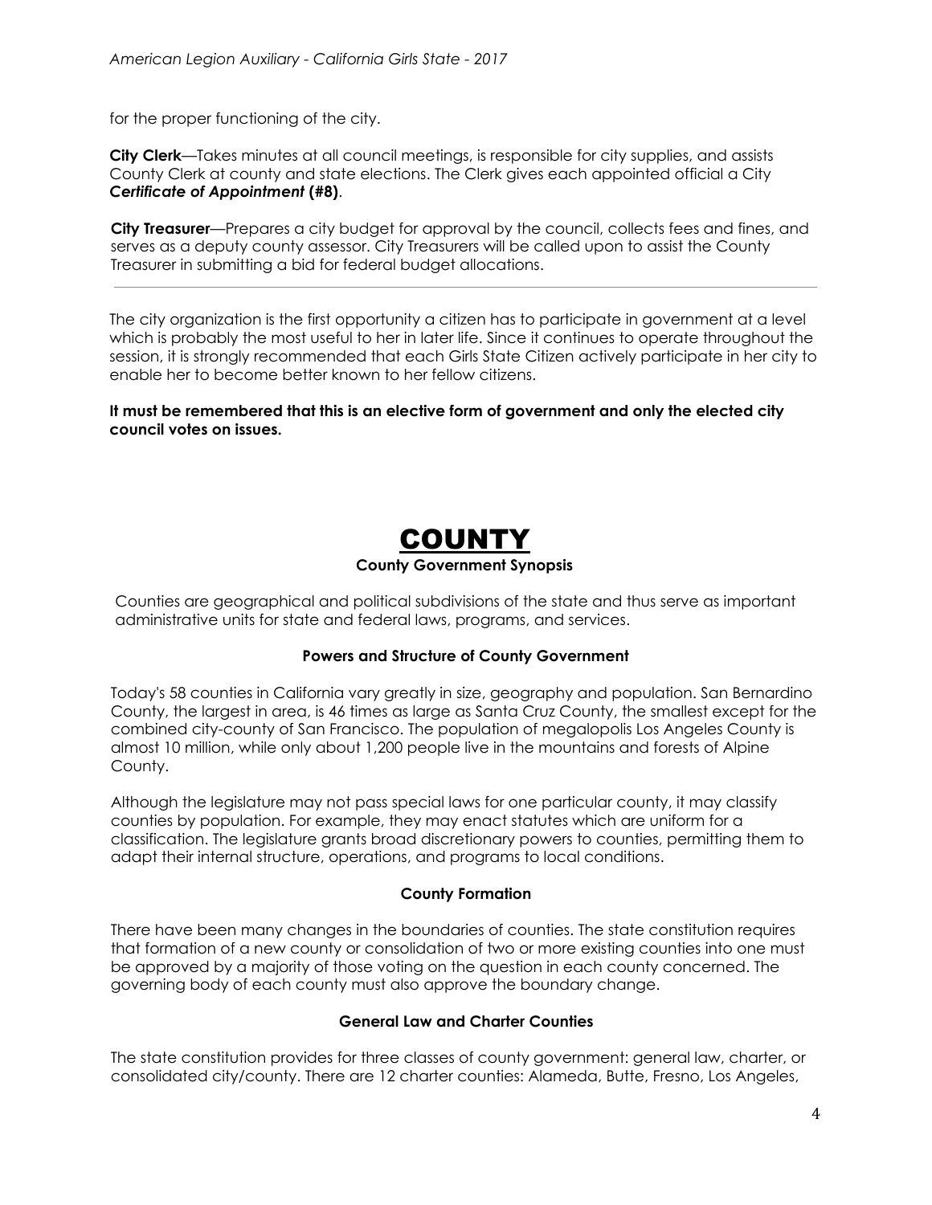for the proper functioning of the city.

**City Clerk**—Takes minutes at all council meetings, is responsible for city supplies, and assists County Clerk at county and state elections. The Clerk gives each appointed official a City ***Certificate of Appointment*** **(#8)**.

**City Treasurer**—Prepares a city budget for approval by the council, collects fees and fines, and serves as a deputy county assessor. City Treasurers will be called upon to assist the County Treasurer in submitting a bid for federal budget allocations.

---

The city organization is the first opportunity a citizen has to participate in government at a level which is probably the most useful to her in later life. Since it continues to operate throughout the session, it is strongly recommended that each Girls State Citizen actively participate in her city to enable her to become better known to her fellow citizens.

**It must be remembered that this is an elective form of government and only the elected city council votes on issues.**

# COUNTY

### County Government Synopsis

Counties are geographical and political subdivisions of the state and thus serve as important administrative units for state and federal laws, programs, and services.

### Powers and Structure of County Government

Today's 58 counties in California vary greatly in size, geography and population. San Bernardino County, the largest in area, is 46 times as large as Santa Cruz County, the smallest except for the combined city-county of San Francisco. The population of megalopolis Los Angeles County is almost 10 million, while only about 1,200 people live in the mountains and forests of Alpine County.

Although the legislature may not pass special laws for one particular county, it may classify counties by population. For example, they may enact statutes which are uniform for a classification. The legislature grants broad discretionary powers to counties, permitting them to adapt their internal structure, operations, and programs to local conditions.

### County Formation

There have been many changes in the boundaries of counties. The state constitution requires that formation of a new county or consolidation of two or more existing counties into one must be approved by a majority of those voting on the question in each county concerned. The governing body of each county must also approve the boundary change.

### General Law and Charter Counties

The state constitution provides for three classes of county government: general law, charter, or consolidated city/county. There are 12 charter counties: Alameda, Butte, Fresno, Los Angeles,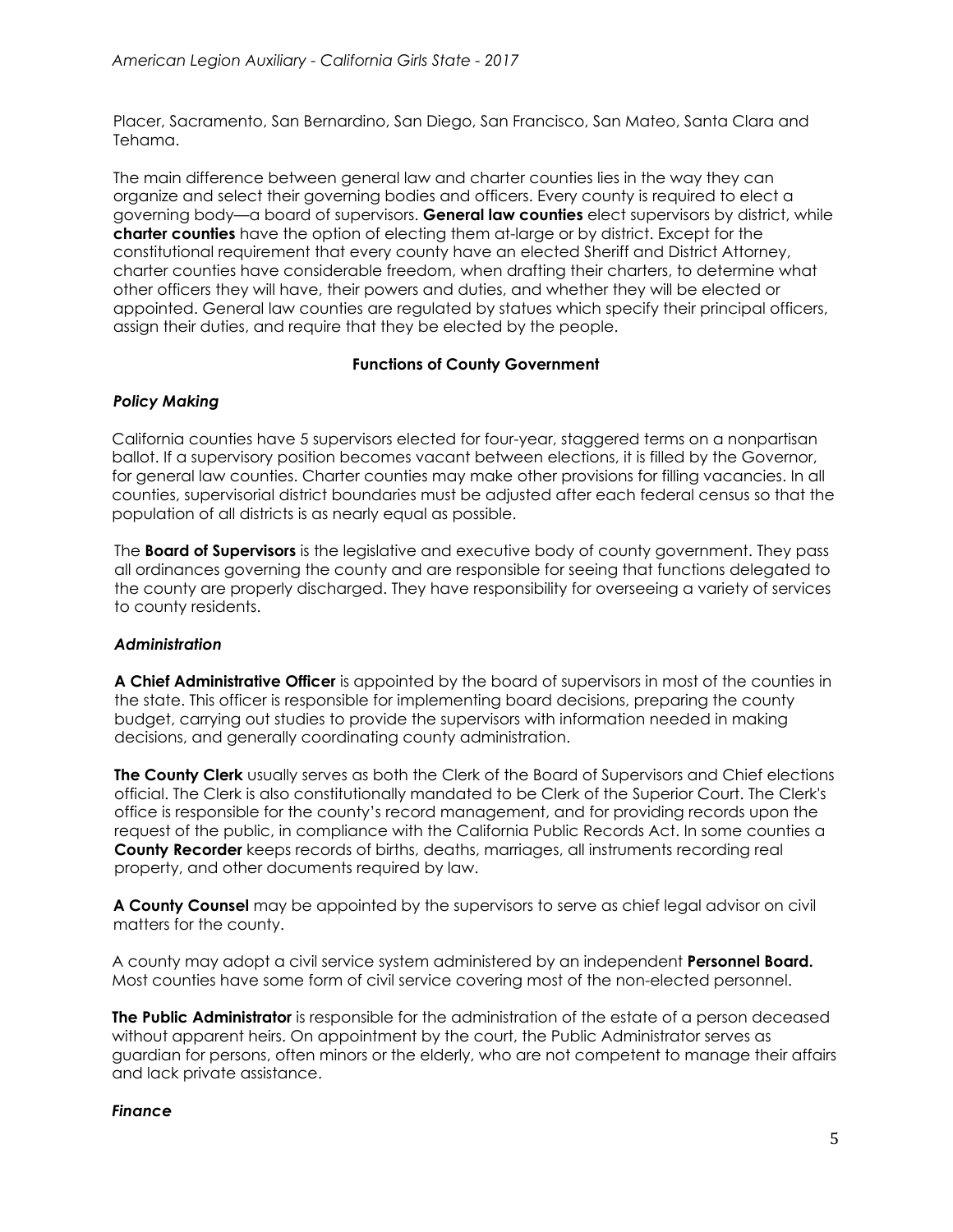Placer, Sacramento, San Bernardino, San Diego, San Francisco, San Mateo, Santa Clara and Tehama.

The main difference between general law and charter counties lies in the way they can organize and select their governing bodies and officers. Every county is required to elect a governing body—a board of supervisors. **General law counties** elect supervisors by district, while **charter counties** have the option of electing them at-large or by district. Except for the constitutional requirement that every county have an elected Sheriff and District Attorney, charter counties have considerable freedom, when drafting their charters, to determine what other officers they will have, their powers and duties, and whether they will be elected or appointed. General law counties are regulated by statues which specify their principal officers, assign their duties, and require that they be elected by the people.

## Functions of County Government

### *Policy Making*

California counties have 5 supervisors elected for four-year, staggered terms on a nonpartisan ballot. If a supervisory position becomes vacant between elections, it is filled by the Governor, for general law counties. Charter counties may make other provisions for filling vacancies. In all counties, supervisorial district boundaries must be adjusted after each federal census so that the population of all districts is as nearly equal as possible.

The **Board of Supervisors** is the legislative and executive body of county government. They pass all ordinances governing the county and are responsible for seeing that functions delegated to the county are properly discharged. They have responsibility for overseeing a variety of services to county residents.

### *Administration*

**A Chief Administrative Officer** is appointed by the board of supervisors in most of the counties in the state. This officer is responsible for implementing board decisions, preparing the county budget, carrying out studies to provide the supervisors with information needed in making decisions, and generally coordinating county administration.

**The County Clerk** usually serves as both the Clerk of the Board of Supervisors and Chief elections official. The Clerk is also constitutionally mandated to be Clerk of the Superior Court. The Clerk's office is responsible for the county's record management, and for providing records upon the request of the public, in compliance with the California Public Records Act. In some counties a **County Recorder** keeps records of births, deaths, marriages, all instruments recording real property, and other documents required by law.

**A County Counsel** may be appointed by the supervisors to serve as chief legal advisor on civil matters for the county.

A county may adopt a civil service system administered by an independent **Personnel Board.** Most counties have some form of civil service covering most of the non-elected personnel.

**The Public Administrator** is responsible for the administration of the estate of a person deceased without apparent heirs. On appointment by the court, the Public Administrator serves as guardian for persons, often minors or the elderly, who are not competent to manage their affairs and lack private assistance.

### *Finance*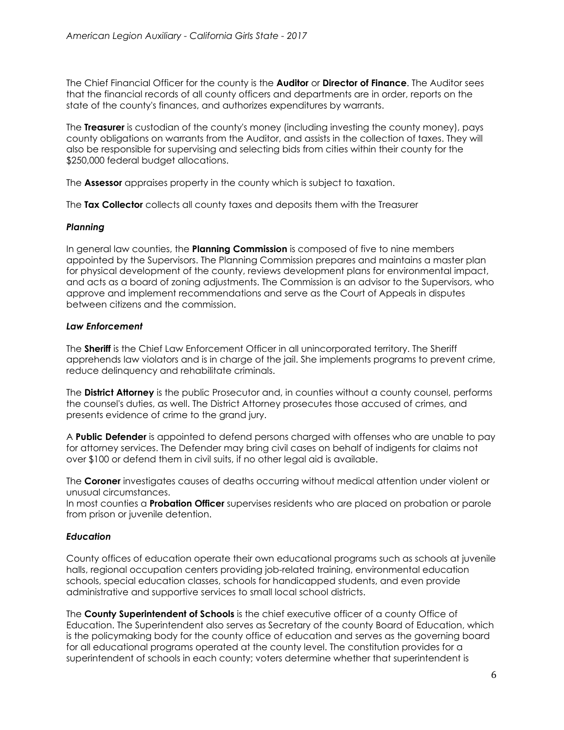The Chief Financial Officer for the county is the **Auditor** or **Director of Finance**. The Auditor sees that the financial records of all county officers and departments are in order, reports on the state of the county's finances, and authorizes expenditures by warrants.

The **Treasurer** is custodian of the county's money (including investing the county money), pays county obligations on warrants from the Auditor, and assists in the collection of taxes. They will also be responsible for supervising and selecting bids from cities within their county for the $250,000 federal budget allocations.

The **Assessor** appraises property in the county which is subject to taxation.

The **Tax Collector** collects all county taxes and deposits them with the Treasurer

***Planning***

In general law counties, the **Planning Commission** is composed of five to nine members appointed by the Supervisors. The Planning Commission prepares and maintains a master plan for physical development of the county, reviews development plans for environmental impact, and acts as a board of zoning adjustments. The Commission is an advisor to the Supervisors, who approve and implement recommendations and serve as the Court of Appeals in disputes between citizens and the commission.

***Law Enforcement***

The **Sheriff** is the Chief Law Enforcement Officer in all unincorporated territory. The Sheriff apprehends law violators and is in charge of the jail. She implements programs to prevent crime, reduce delinquency and rehabilitate criminals.

The **District Attorney** is the public Prosecutor and, in counties without a county counsel, performs the counsel's duties, as well. The District Attorney prosecutes those accused of crimes, and presents evidence of crime to the grand jury.

A **Public Defender** is appointed to defend persons charged with offenses who are unable to pay for attorney services. The Defender may bring civil cases on behalf of indigents for claims not over $100 or defend them in civil suits, if no other legal aid is available.

The **Coroner** investigates causes of deaths occurring without medical attention under violent or unusual circumstances.
In most counties a **Probation Officer** supervises residents who are placed on probation or parole from prison or juvenile detention.

***Education***

County offices of education operate their own educational programs such as schools at juvenile halls, regional occupation centers providing job-related training, environmental education schools, special education classes, schools for handicapped students, and even provide administrative and supportive services to small local school districts.

The **County Superintendent of Schools** is the chief executive officer of a county Office of Education. The Superintendent also serves as Secretary of the county Board of Education, which is the policymaking body for the county office of education and serves as the governing board for all educational programs operated at the county level. The constitution provides for a superintendent of schools in each county; voters determine whether that superintendent is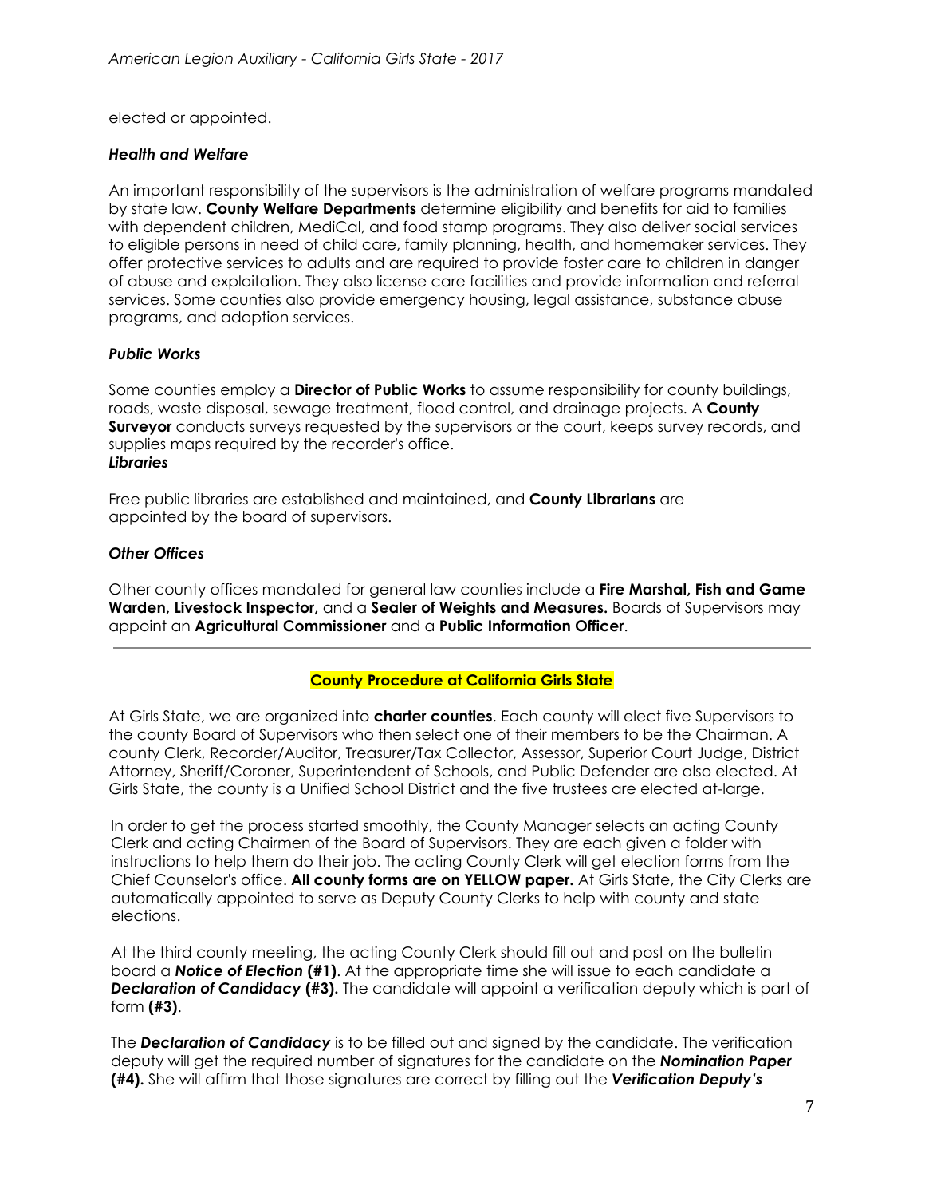elected or appointed.

***Health and Welfare***

An important responsibility of the supervisors is the administration of welfare programs mandated by state law. **County Welfare Departments** determine eligibility and benefits for aid to families with dependent children, MediCal, and food stamp programs. They also deliver social services to eligible persons in need of child care, family planning, health, and homemaker services. They offer protective services to adults and are required to provide foster care to children in danger of abuse and exploitation. They also license care facilities and provide information and referral services. Some counties also provide emergency housing, legal assistance, substance abuse programs, and adoption services.

***Public Works***

Some counties employ a **Director of Public Works** to assume responsibility for county buildings, roads, waste disposal, sewage treatment, flood control, and drainage projects. A **County Surveyor** conducts surveys requested by the supervisors or the court, keeps survey records, and supplies maps required by the recorder's office.

***Libraries***

Free public libraries are established and maintained, and **County Librarians** are appointed by the board of supervisors.

***Other Offices***

Other county offices mandated for general law counties include a **Fire Marshal, Fish and Game Warden, Livestock Inspector,** and a **Sealer of Weights and Measures.** Boards of Supervisors may appoint an **Agricultural Commissioner** and a **Public Information Officer**.

---

## County Procedure at California Girls State

At Girls State, we are organized into **charter counties**. Each county will elect five Supervisors to the county Board of Supervisors who then select one of their members to be the Chairman. A county Clerk, Recorder/Auditor, Treasurer/Tax Collector, Assessor, Superior Court Judge, District Attorney, Sheriff/Coroner, Superintendent of Schools, and Public Defender are also elected. At Girls State, the county is a Unified School District and the five trustees are elected at-large.

In order to get the process started smoothly, the County Manager selects an acting County Clerk and acting Chairmen of the Board of Supervisors. They are each given a folder with instructions to help them do their job. The acting County Clerk will get election forms from the Chief Counselor's office. **All county forms are on YELLOW paper.** At Girls State, the City Clerks are automatically appointed to serve as Deputy County Clerks to help with county and state elections.

At the third county meeting, the acting County Clerk should fill out and post on the bulletin board a ***Notice of Election* (#1)**. At the appropriate time she will issue to each candidate a ***Declaration of Candidacy* (#3).** The candidate will appoint a verification deputy which is part of form **(#3)**.

The ***Declaration of Candidacy*** is to be filled out and signed by the candidate. The verification deputy will get the required number of signatures for the candidate on the ***Nomination Paper* (#4).** She will affirm that those signatures are correct by filling out the ***Verification Deputy's***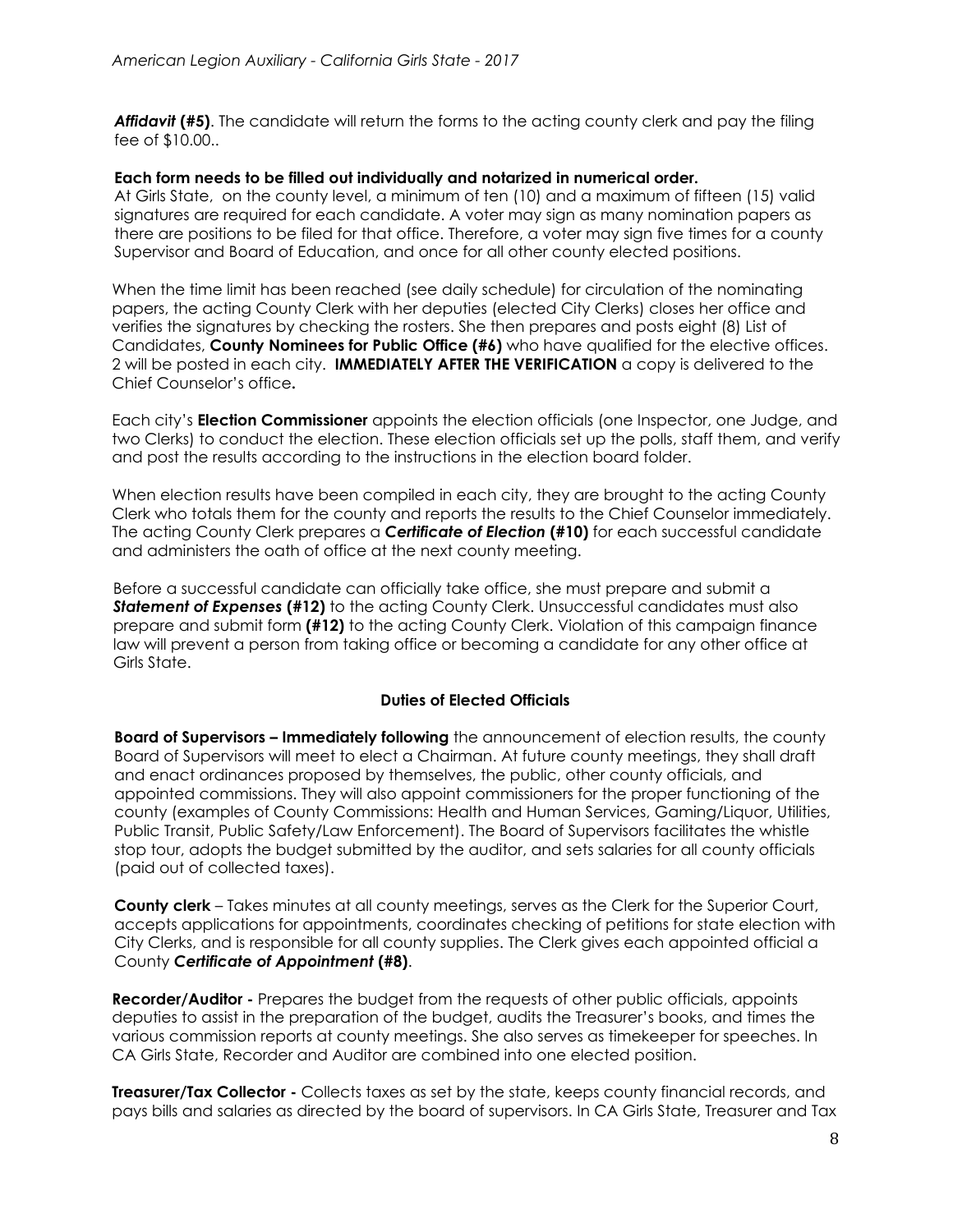***Affidavit* (#5)**. The candidate will return the forms to the acting county clerk and pay the filing fee of $10.00..

**Each form needs to be filled out individually and notarized in numerical order.**
At Girls State, on the county level, a minimum of ten (10) and a maximum of fifteen (15) valid signatures are required for each candidate. A voter may sign as many nomination papers as there are positions to be filed for that office. Therefore, a voter may sign five times for a county Supervisor and Board of Education, and once for all other county elected positions.

When the time limit has been reached (see daily schedule) for circulation of the nominating papers, the acting County Clerk with her deputies (elected City Clerks) closes her office and verifies the signatures by checking the rosters. She then prepares and posts eight (8) List of Candidates, **County Nominees for Public Office (#6)** who have qualified for the elective offices. 2 will be posted in each city. **IMMEDIATELY AFTER THE VERIFICATION** a copy is delivered to the Chief Counselor's office**.**

Each city's **Election Commissioner** appoints the election officials (one Inspector, one Judge, and two Clerks) to conduct the election. These election officials set up the polls, staff them, and verify and post the results according to the instructions in the election board folder.

When election results have been compiled in each city, they are brought to the acting County Clerk who totals them for the county and reports the results to the Chief Counselor immediately. The acting County Clerk prepares a ***Certificate of Election* (#10)** for each successful candidate and administers the oath of office at the next county meeting.

Before a successful candidate can officially take office, she must prepare and submit a ***Statement of Expenses* (#12)** to the acting County Clerk. Unsuccessful candidates must also prepare and submit form **(#12)** to the acting County Clerk. Violation of this campaign finance law will prevent a person from taking office or becoming a candidate for any other office at Girls State.

## Duties of Elected Officials

**Board of Supervisors – Immediately following** the announcement of election results, the county Board of Supervisors will meet to elect a Chairman. At future county meetings, they shall draft and enact ordinances proposed by themselves, the public, other county officials, and appointed commissions. They will also appoint commissioners for the proper functioning of the county (examples of County Commissions: Health and Human Services, Gaming/Liquor, Utilities, Public Transit, Public Safety/Law Enforcement). The Board of Supervisors facilitates the whistle stop tour, adopts the budget submitted by the auditor, and sets salaries for all county officials (paid out of collected taxes).

**County clerk** – Takes minutes at all county meetings, serves as the Clerk for the Superior Court, accepts applications for appointments, coordinates checking of petitions for state election with City Clerks, and is responsible for all county supplies. The Clerk gives each appointed official a County ***Certificate of Appointment* (#8)**.

**Recorder/Auditor -** Prepares the budget from the requests of other public officials, appoints deputies to assist in the preparation of the budget, audits the Treasurer's books, and times the various commission reports at county meetings. She also serves as timekeeper for speeches. In CA Girls State, Recorder and Auditor are combined into one elected position.

**Treasurer/Tax Collector -** Collects taxes as set by the state, keeps county financial records, and pays bills and salaries as directed by the board of supervisors. In CA Girls State, Treasurer and Tax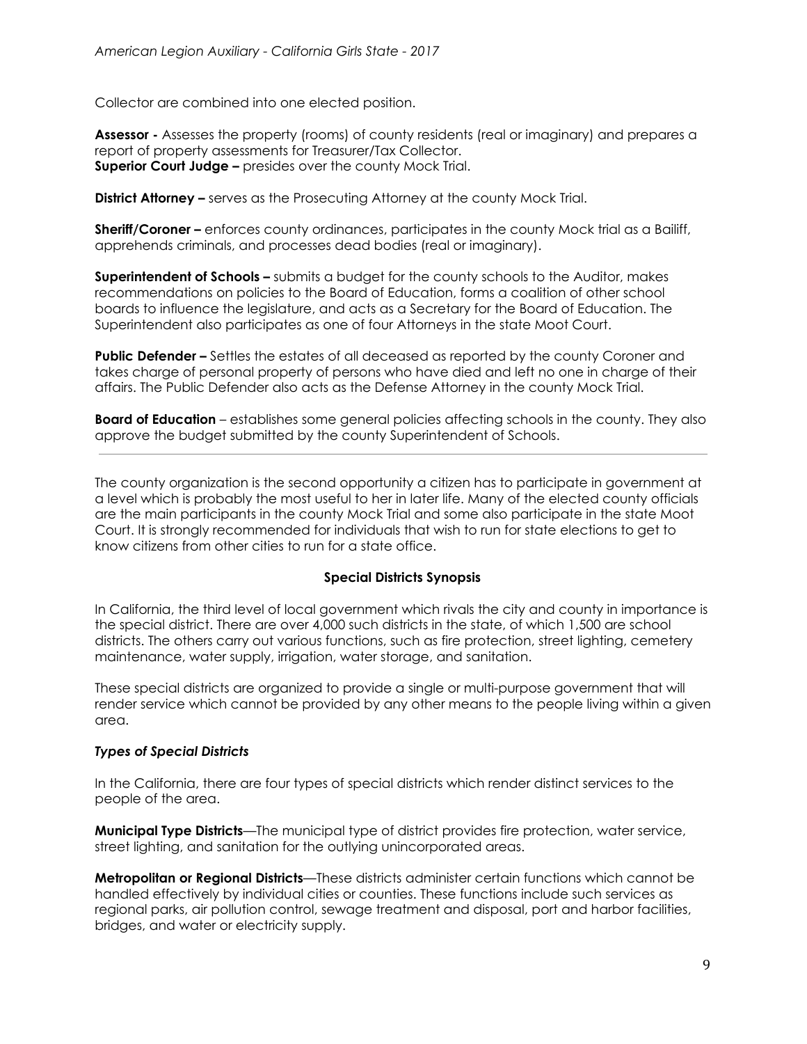Collector are combined into one elected position.

**Assessor -** Assesses the property (rooms) of county residents (real or imaginary) and prepares a report of property assessments for Treasurer/Tax Collector.
**Superior Court Judge –** presides over the county Mock Trial.

**District Attorney –** serves as the Prosecuting Attorney at the county Mock Trial.

**Sheriff/Coroner –** enforces county ordinances, participates in the county Mock trial as a Bailiff, apprehends criminals, and processes dead bodies (real or imaginary).

**Superintendent of Schools –** submits a budget for the county schools to the Auditor, makes recommendations on policies to the Board of Education, forms a coalition of other school boards to influence the legislature, and acts as a Secretary for the Board of Education. The Superintendent also participates as one of four Attorneys in the state Moot Court.

**Public Defender –** Settles the estates of all deceased as reported by the county Coroner and takes charge of personal property of persons who have died and left no one in charge of their affairs. The Public Defender also acts as the Defense Attorney in the county Mock Trial.

**Board of Education** – establishes some general policies affecting schools in the county. They also approve the budget submitted by the county Superintendent of Schools.

---

The county organization is the second opportunity a citizen has to participate in government at a level which is probably the most useful to her in later life. Many of the elected county officials are the main participants in the county Mock Trial and some also participate in the state Moot Court. It is strongly recommended for individuals that wish to run for state elections to get to know citizens from other cities to run for a state office.

### Special Districts Synopsis

In California, the third level of local government which rivals the city and county in importance is the special district. There are over 4,000 such districts in the state, of which 1,500 are school districts. The others carry out various functions, such as fire protection, street lighting, cemetery maintenance, water supply, irrigation, water storage, and sanitation.

These special districts are organized to provide a single or multi-purpose government that will render service which cannot be provided by any other means to the people living within a given area.

#### *Types of Special Districts*

In the California, there are four types of special districts which render distinct services to the people of the area.

**Municipal Type Districts**—The municipal type of district provides fire protection, water service, street lighting, and sanitation for the outlying unincorporated areas.

**Metropolitan or Regional Districts**—These districts administer certain functions which cannot be handled effectively by individual cities or counties. These functions include such services as regional parks, air pollution control, sewage treatment and disposal, port and harbor facilities, bridges, and water or electricity supply.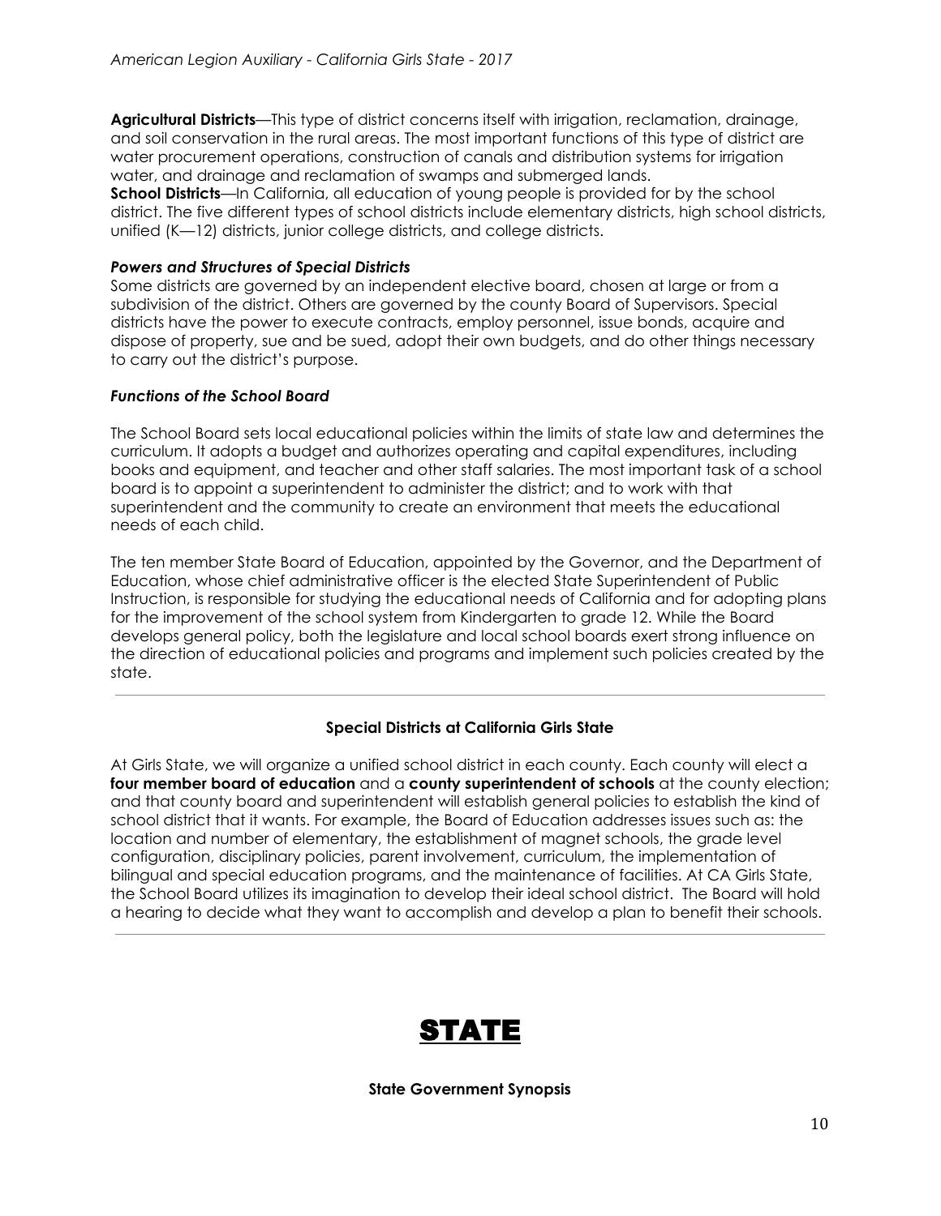**Agricultural Districts**—This type of district concerns itself with irrigation, reclamation, drainage, and soil conservation in the rural areas. The most important functions of this type of district are water procurement operations, construction of canals and distribution systems for irrigation water, and drainage and reclamation of swamps and submerged lands.

**School Districts**—In California, all education of young people is provided for by the school district. The five different types of school districts include elementary districts, high school districts, unified (K—12) districts, junior college districts, and college districts.

### *Powers and Structures of Special Districts*

Some districts are governed by an independent elective board, chosen at large or from a subdivision of the district. Others are governed by the county Board of Supervisors. Special districts have the power to execute contracts, employ personnel, issue bonds, acquire and dispose of property, sue and be sued, adopt their own budgets, and do other things necessary to carry out the district's purpose.

### *Functions of the School Board*

The School Board sets local educational policies within the limits of state law and determines the curriculum. It adopts a budget and authorizes operating and capital expenditures, including books and equipment, and teacher and other staff salaries. The most important task of a school board is to appoint a superintendent to administer the district; and to work with that superintendent and the community to create an environment that meets the educational needs of each child.

The ten member State Board of Education, appointed by the Governor, and the Department of Education, whose chief administrative officer is the elected State Superintendent of Public Instruction, is responsible for studying the educational needs of California and for adopting plans for the improvement of the school system from Kindergarten to grade 12. While the Board develops general policy, both the legislature and local school boards exert strong influence on the direction of educational policies and programs and implement such policies created by the state.

---

### Special Districts at California Girls State

At Girls State, we will organize a unified school district in each county. Each county will elect a **four member board of education** and a **county superintendent of schools** at the county election; and that county board and superintendent will establish general policies to establish the kind of school district that it wants. For example, the Board of Education addresses issues such as: the location and number of elementary, the establishment of magnet schools, the grade level configuration, disciplinary policies, parent involvement, curriculum, the implementation of bilingual and special education programs, and the maintenance of facilities. At CA Girls State, the School Board utilizes its imagination to develop their ideal school district. The Board will hold a hearing to decide what they want to accomplish and develop a plan to benefit their schools.

---

# STATE

### State Government Synopsis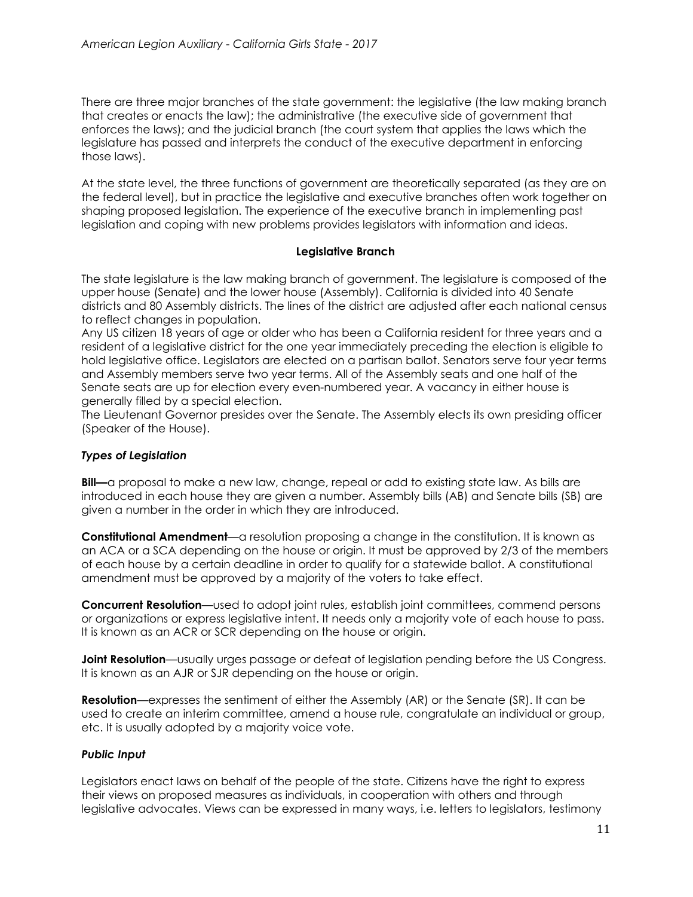There are three major branches of the state government: the legislative (the law making branch that creates or enacts the law); the administrative (the executive side of government that enforces the laws); and the judicial branch (the court system that applies the laws which the legislature has passed and interprets the conduct of the executive department in enforcing those laws).

At the state level, the three functions of government are theoretically separated (as they are on the federal level), but in practice the legislative and executive branches often work together on shaping proposed legislation. The experience of the executive branch in implementing past legislation and coping with new problems provides legislators with information and ideas.

## Legislative Branch

The state legislature is the law making branch of government. The legislature is composed of the upper house (Senate) and the lower house (Assembly). California is divided into 40 Senate districts and 80 Assembly districts. The lines of the district are adjusted after each national census to reflect changes in population.

Any US citizen 18 years of age or older who has been a California resident for three years and a resident of a legislative district for the one year immediately preceding the election is eligible to hold legislative office. Legislators are elected on a partisan ballot. Senators serve four year terms and Assembly members serve two year terms. All of the Assembly seats and one half of the Senate seats are up for election every even-numbered year. A vacancy in either house is generally filled by a special election.

The Lieutenant Governor presides over the Senate. The Assembly elects its own presiding officer (Speaker of the House).

### *Types of Legislation*

**Bill—**a proposal to make a new law, change, repeal or add to existing state law. As bills are introduced in each house they are given a number. Assembly bills (AB) and Senate bills (SB) are given a number in the order in which they are introduced.

**Constitutional Amendment**—a resolution proposing a change in the constitution. It is known as an ACA or a SCA depending on the house or origin. It must be approved by 2/3 of the members of each house by a certain deadline in order to qualify for a statewide ballot. A constitutional amendment must be approved by a majority of the voters to take effect.

**Concurrent Resolution**—used to adopt joint rules, establish joint committees, commend persons or organizations or express legislative intent. It needs only a majority vote of each house to pass. It is known as an ACR or SCR depending on the house or origin.

**Joint Resolution**—usually urges passage or defeat of legislation pending before the US Congress. It is known as an AJR or SJR depending on the house or origin.

**Resolution**—expresses the sentiment of either the Assembly (AR) or the Senate (SR). It can be used to create an interim committee, amend a house rule, congratulate an individual or group, etc. It is usually adopted by a majority voice vote.

### *Public Input*

Legislators enact laws on behalf of the people of the state. Citizens have the right to express their views on proposed measures as individuals, in cooperation with others and through legislative advocates. Views can be expressed in many ways, i.e. letters to legislators, testimony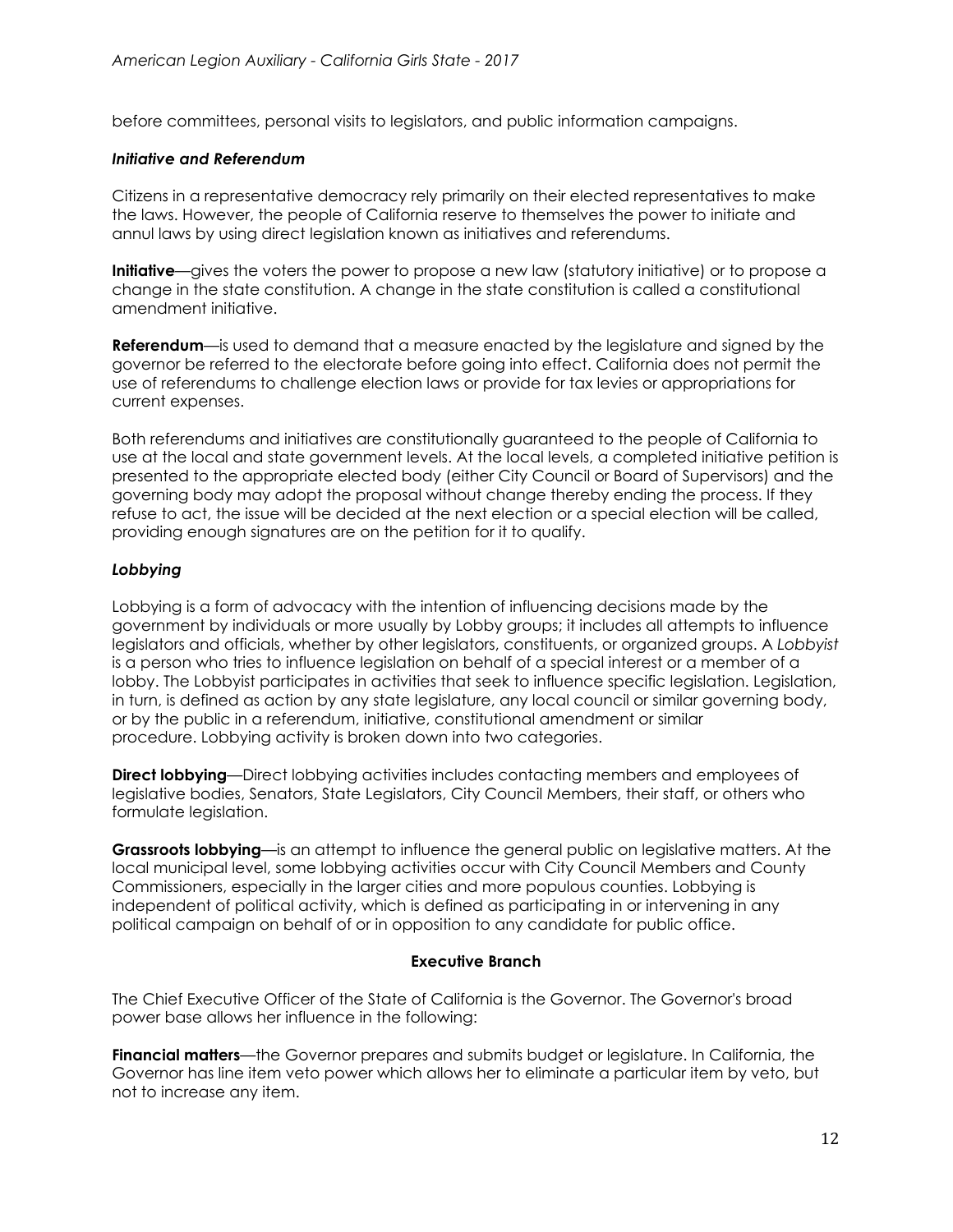before committees, personal visits to legislators, and public information campaigns.

### *Initiative and Referendum*

Citizens in a representative democracy rely primarily on their elected representatives to make the laws. However, the people of California reserve to themselves the power to initiate and annul laws by using direct legislation known as initiatives and referendums.

**Initiative**—gives the voters the power to propose a new law (statutory initiative) or to propose a change in the state constitution. A change in the state constitution is called a constitutional amendment initiative.

**Referendum**—is used to demand that a measure enacted by the legislature and signed by the governor be referred to the electorate before going into effect. California does not permit the use of referendums to challenge election laws or provide for tax levies or appropriations for current expenses.

Both referendums and initiatives are constitutionally guaranteed to the people of California to use at the local and state government levels. At the local levels, a completed initiative petition is presented to the appropriate elected body (either City Council or Board of Supervisors) and the governing body may adopt the proposal without change thereby ending the process. If they refuse to act, the issue will be decided at the next election or a special election will be called, providing enough signatures are on the petition for it to qualify.

### *Lobbying*

Lobbying is a form of advocacy with the intention of influencing decisions made by the government by individuals or more usually by Lobby groups; it includes all attempts to influence legislators and officials, whether by other legislators, constituents, or organized groups. A *Lobbyist* is a person who tries to influence legislation on behalf of a special interest or a member of a lobby. The Lobbyist participates in activities that seek to influence specific legislation. Legislation, in turn, is defined as action by any state legislature, any local council or similar governing body, or by the public in a referendum, initiative, constitutional amendment or similar procedure. Lobbying activity is broken down into two categories.

**Direct lobbying**—Direct lobbying activities includes contacting members and employees of legislative bodies, Senators, State Legislators, City Council Members, their staff, or others who formulate legislation.

**Grassroots lobbying**—is an attempt to influence the general public on legislative matters. At the local municipal level, some lobbying activities occur with City Council Members and County Commissioners, especially in the larger cities and more populous counties. Lobbying is independent of political activity, which is defined as participating in or intervening in any political campaign on behalf of or in opposition to any candidate for public office.

## Executive Branch

The Chief Executive Officer of the State of California is the Governor. The Governor's broad power base allows her influence in the following:

**Financial matters**—the Governor prepares and submits budget or legislature. In California, the Governor has line item veto power which allows her to eliminate a particular item by veto, but not to increase any item.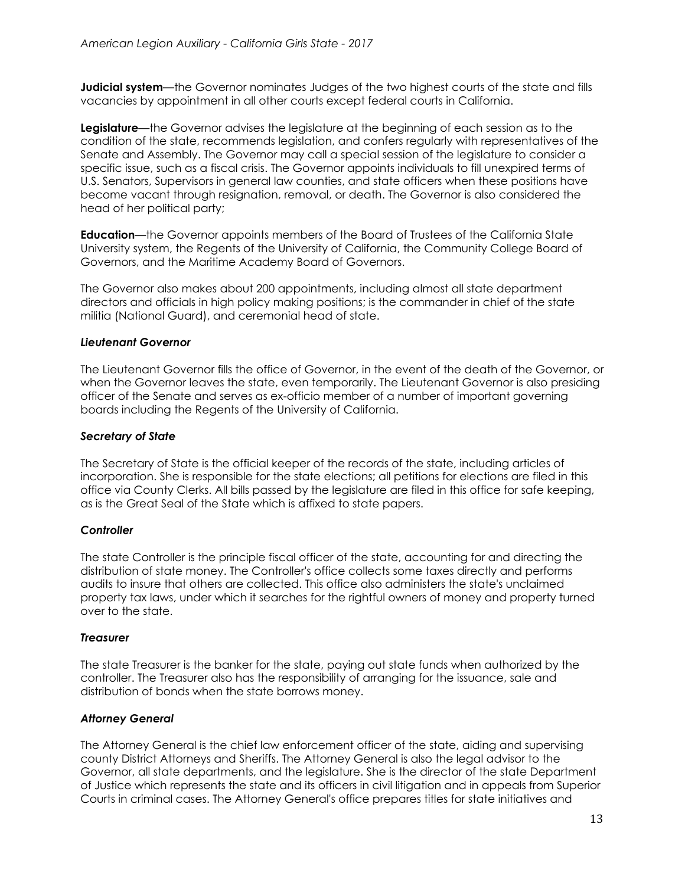**Judicial system**—the Governor nominates Judges of the two highest courts of the state and fills vacancies by appointment in all other courts except federal courts in California.

**Legislature**—the Governor advises the legislature at the beginning of each session as to the condition of the state, recommends legislation, and confers regularly with representatives of the Senate and Assembly. The Governor may call a special session of the legislature to consider a specific issue, such as a fiscal crisis. The Governor appoints individuals to fill unexpired terms of U.S. Senators, Supervisors in general law counties, and state officers when these positions have become vacant through resignation, removal, or death. The Governor is also considered the head of her political party;

**Education**—the Governor appoints members of the Board of Trustees of the California State University system, the Regents of the University of California, the Community College Board of Governors, and the Maritime Academy Board of Governors.

The Governor also makes about 200 appointments, including almost all state department directors and officials in high policy making positions; is the commander in chief of the state militia (National Guard), and ceremonial head of state.

### *Lieutenant Governor*

The Lieutenant Governor fills the office of Governor, in the event of the death of the Governor, or when the Governor leaves the state, even temporarily. The Lieutenant Governor is also presiding officer of the Senate and serves as ex-officio member of a number of important governing boards including the Regents of the University of California.

### *Secretary of State*

The Secretary of State is the official keeper of the records of the state, including articles of incorporation. She is responsible for the state elections; all petitions for elections are filed in this office via County Clerks. All bills passed by the legislature are filed in this office for safe keeping, as is the Great Seal of the State which is affixed to state papers.

### *Controller*

The state Controller is the principle fiscal officer of the state, accounting for and directing the distribution of state money. The Controller's office collects some taxes directly and performs audits to insure that others are collected. This office also administers the state's unclaimed property tax laws, under which it searches for the rightful owners of money and property turned over to the state.

### *Treasurer*

The state Treasurer is the banker for the state, paying out state funds when authorized by the controller. The Treasurer also has the responsibility of arranging for the issuance, sale and distribution of bonds when the state borrows money.

### *Attorney General*

The Attorney General is the chief law enforcement officer of the state, aiding and supervising county District Attorneys and Sheriffs. The Attorney General is also the legal advisor to the Governor, all state departments, and the legislature. She is the director of the state Department of Justice which represents the state and its officers in civil litigation and in appeals from Superior Courts in criminal cases. The Attorney General's office prepares titles for state initiatives and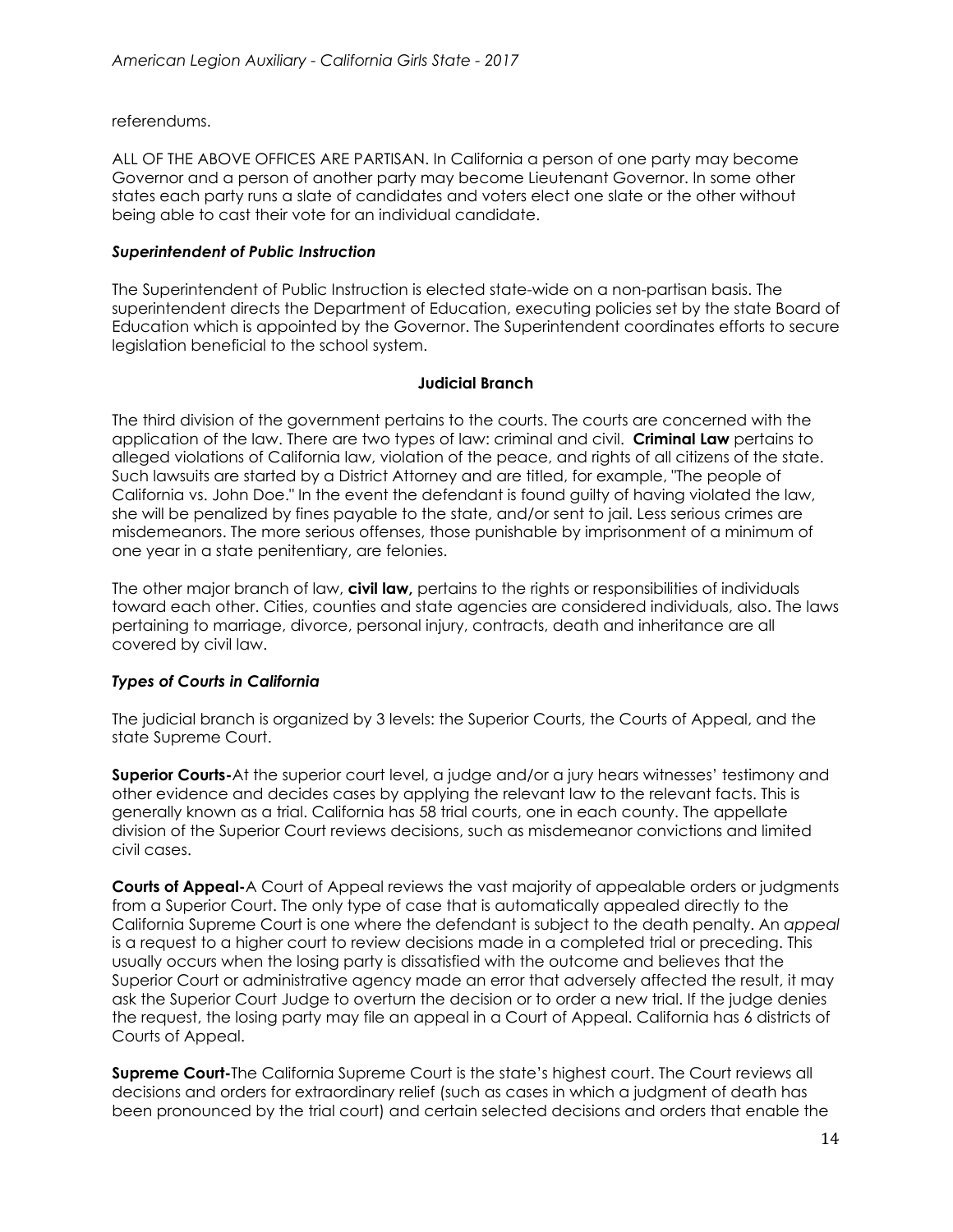referendums.

ALL OF THE ABOVE OFFICES ARE PARTISAN. In California a person of one party may become Governor and a person of another party may become Lieutenant Governor. In some other states each party runs a slate of candidates and voters elect one slate or the other without being able to cast their vote for an individual candidate.

### *Superintendent of Public Instruction*

The Superintendent of Public Instruction is elected state-wide on a non-partisan basis. The superintendent directs the Department of Education, executing policies set by the state Board of Education which is appointed by the Governor. The Superintendent coordinates efforts to secure legislation beneficial to the school system.

## Judicial Branch

The third division of the government pertains to the courts. The courts are concerned with the application of the law. There are two types of law: criminal and civil. **Criminal Law** pertains to alleged violations of California law, violation of the peace, and rights of all citizens of the state. Such lawsuits are started by a District Attorney and are titled, for example, "The people of California vs. John Doe." In the event the defendant is found guilty of having violated the law, she will be penalized by fines payable to the state, and/or sent to jail. Less serious crimes are misdemeanors. The more serious offenses, those punishable by imprisonment of a minimum of one year in a state penitentiary, are felonies.

The other major branch of law, **civil law,** pertains to the rights or responsibilities of individuals toward each other. Cities, counties and state agencies are considered individuals, also. The laws pertaining to marriage, divorce, personal injury, contracts, death and inheritance are all covered by civil law.

### *Types of Courts in California*

The judicial branch is organized by 3 levels: the Superior Courts, the Courts of Appeal, and the state Supreme Court.

**Superior Courts-**At the superior court level, a judge and/or a jury hears witnesses' testimony and other evidence and decides cases by applying the relevant law to the relevant facts. This is generally known as a trial. California has 58 trial courts, one in each county. The appellate division of the Superior Court reviews decisions, such as misdemeanor convictions and limited civil cases.

**Courts of Appeal-**A Court of Appeal reviews the vast majority of appealable orders or judgments from a Superior Court. The only type of case that is automatically appealed directly to the California Supreme Court is one where the defendant is subject to the death penalty. An *appeal* is a request to a higher court to review decisions made in a completed trial or preceding. This usually occurs when the losing party is dissatisfied with the outcome and believes that the Superior Court or administrative agency made an error that adversely affected the result, it may ask the Superior Court Judge to overturn the decision or to order a new trial. If the judge denies the request, the losing party may file an appeal in a Court of Appeal. California has 6 districts of Courts of Appeal.

**Supreme Court-**The California Supreme Court is the state's highest court. The Court reviews all decisions and orders for extraordinary relief (such as cases in which a judgment of death has been pronounced by the trial court) and certain selected decisions and orders that enable the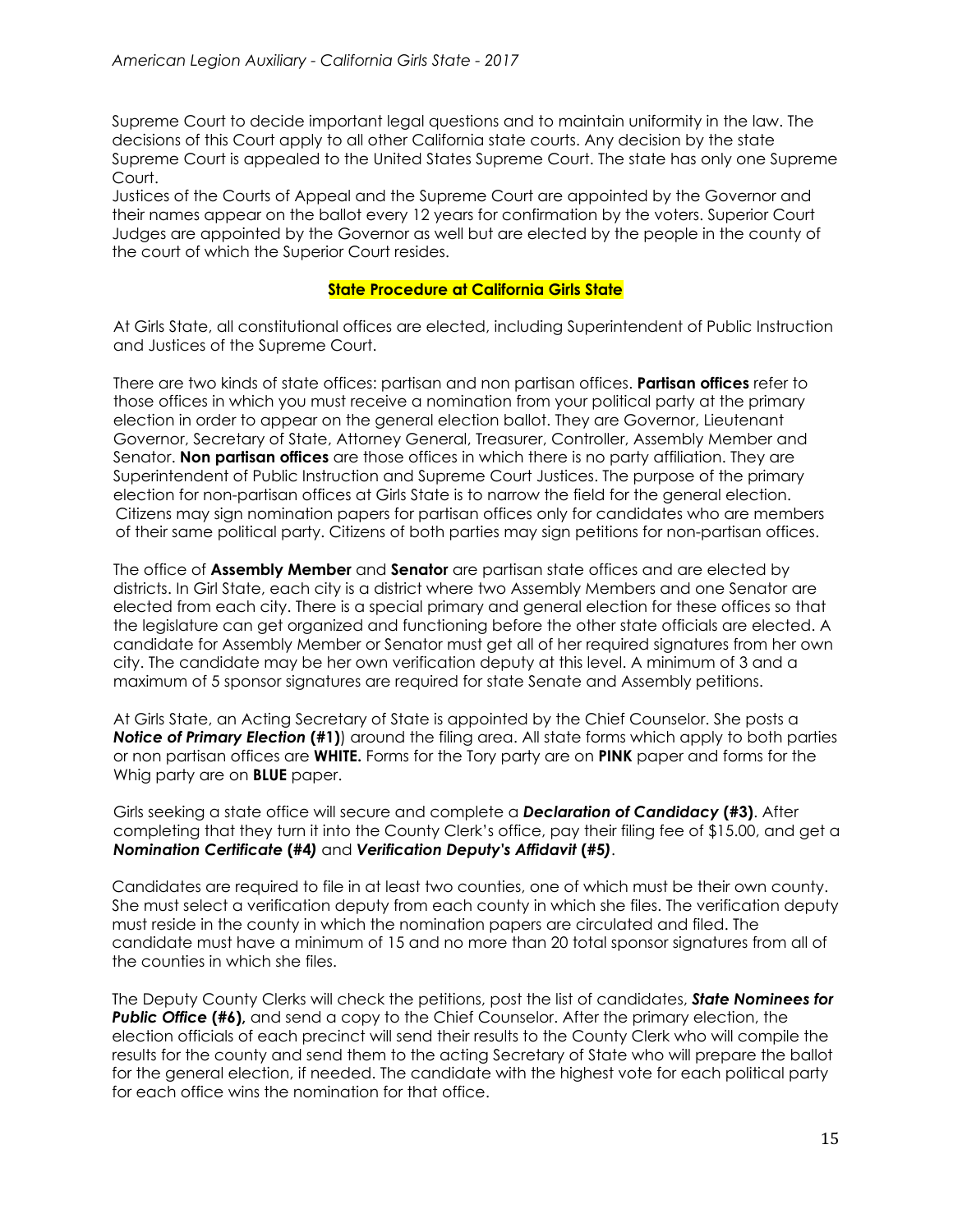Supreme Court to decide important legal questions and to maintain uniformity in the law. The decisions of this Court apply to all other California state courts. Any decision by the state Supreme Court is appealed to the United States Supreme Court. The state has only one Supreme Court.

Justices of the Courts of Appeal and the Supreme Court are appointed by the Governor and their names appear on the ballot every 12 years for confirmation by the voters. Superior Court Judges are appointed by the Governor as well but are elected by the people in the county of the court of which the Superior Court resides.

## State Procedure at California Girls State

At Girls State, all constitutional offices are elected, including Superintendent of Public Instruction and Justices of the Supreme Court.

There are two kinds of state offices: partisan and non partisan offices. **Partisan offices** refer to those offices in which you must receive a nomination from your political party at the primary election in order to appear on the general election ballot. They are Governor, Lieutenant Governor, Secretary of State, Attorney General, Treasurer, Controller, Assembly Member and Senator. **Non partisan offices** are those offices in which there is no party affiliation. They are Superintendent of Public Instruction and Supreme Court Justices. The purpose of the primary election for non-partisan offices at Girls State is to narrow the field for the general election. Citizens may sign nomination papers for partisan offices only for candidates who are members of their same political party. Citizens of both parties may sign petitions for non-partisan offices.

The office of **Assembly Member** and **Senator** are partisan state offices and are elected by districts. In Girl State, each city is a district where two Assembly Members and one Senator are elected from each city. There is a special primary and general election for these offices so that the legislature can get organized and functioning before the other state officials are elected. A candidate for Assembly Member or Senator must get all of her required signatures from her own city. The candidate may be her own verification deputy at this level. A minimum of 3 and a maximum of 5 sponsor signatures are required for state Senate and Assembly petitions.

At Girls State, an Acting Secretary of State is appointed by the Chief Counselor. She posts a ***Notice of Primary Election* (#1)**) around the filing area. All state forms which apply to both parties or non partisan offices are **WHITE.** Forms for the Tory party are on **PINK** paper and forms for the Whig party are on **BLUE** paper.

Girls seeking a state office will secure and complete a ***Declaration of Candidacy* (#3)**. After completing that they turn it into the County Clerk's office, pay their filing fee of $15.00, and get a ***Nomination Certificate* (#4)** and ***Verification Deputy's Affidavit* (#5)**.

Candidates are required to file in at least two counties, one of which must be their own county. She must select a verification deputy from each county in which she files. The verification deputy must reside in the county in which the nomination papers are circulated and filed. The candidate must have a minimum of 15 and no more than 20 total sponsor signatures from all of the counties in which she files.

The Deputy County Clerks will check the petitions, post the list of candidates, ***State Nominees for Public Office* (#6),** and send a copy to the Chief Counselor. After the primary election, the election officials of each precinct will send their results to the County Clerk who will compile the results for the county and send them to the acting Secretary of State who will prepare the ballot for the general election, if needed. The candidate with the highest vote for each political party for each office wins the nomination for that office.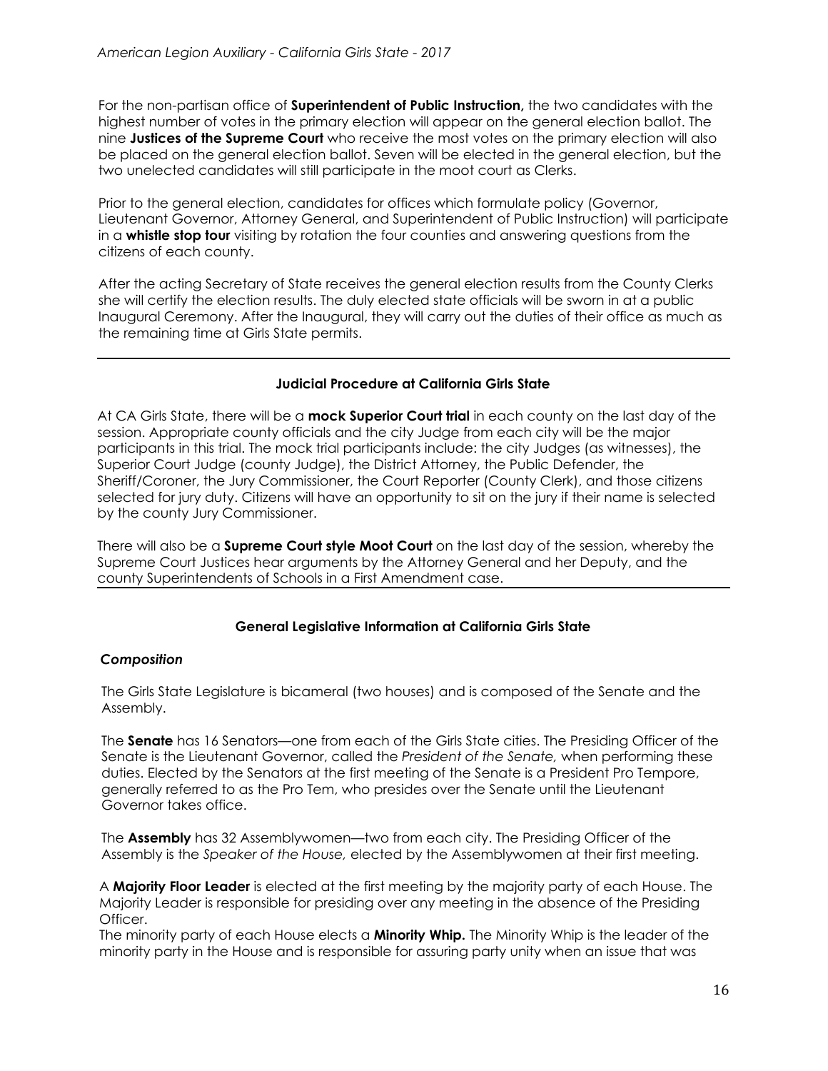For the non-partisan office of **Superintendent of Public Instruction,** the two candidates with the highest number of votes in the primary election will appear on the general election ballot. The nine **Justices of the Supreme Court** who receive the most votes on the primary election will also be placed on the general election ballot. Seven will be elected in the general election, but the two unelected candidates will still participate in the moot court as Clerks.

Prior to the general election, candidates for offices which formulate policy (Governor, Lieutenant Governor, Attorney General, and Superintendent of Public Instruction) will participate in a **whistle stop tour** visiting by rotation the four counties and answering questions from the citizens of each county.

After the acting Secretary of State receives the general election results from the County Clerks she will certify the election results. The duly elected state officials will be sworn in at a public Inaugural Ceremony. After the Inaugural, they will carry out the duties of their office as much as the remaining time at Girls State permits.

---

## Judicial Procedure at California Girls State

At CA Girls State, there will be a **mock Superior Court trial** in each county on the last day of the session. Appropriate county officials and the city Judge from each city will be the major participants in this trial. The mock trial participants include: the city Judges (as witnesses), the Superior Court Judge (county Judge), the District Attorney, the Public Defender, the Sheriff/Coroner, the Jury Commissioner, the Court Reporter (County Clerk), and those citizens selected for jury duty. Citizens will have an opportunity to sit on the jury if their name is selected by the county Jury Commissioner.

There will also be a **Supreme Court style Moot Court** on the last day of the session, whereby the Supreme Court Justices hear arguments by the Attorney General and her Deputy, and the county Superintendents of Schools in a First Amendment case.

---

## General Legislative Information at California Girls State

### *Composition*

The Girls State Legislature is bicameral (two houses) and is composed of the Senate and the Assembly.

The **Senate** has 16 Senators—one from each of the Girls State cities. The Presiding Officer of the Senate is the Lieutenant Governor, called the *President of the Senate,* when performing these duties. Elected by the Senators at the first meeting of the Senate is a President Pro Tempore, generally referred to as the Pro Tem, who presides over the Senate until the Lieutenant Governor takes office.

The **Assembly** has 32 Assemblywomen—two from each city. The Presiding Officer of the Assembly is the *Speaker of the House,* elected by the Assemblywomen at their first meeting.

A **Majority Floor Leader** is elected at the first meeting by the majority party of each House. The Majority Leader is responsible for presiding over any meeting in the absence of the Presiding Officer.
The minority party of each House elects a **Minority Whip.** The Minority Whip is the leader of the minority party in the House and is responsible for assuring party unity when an issue that was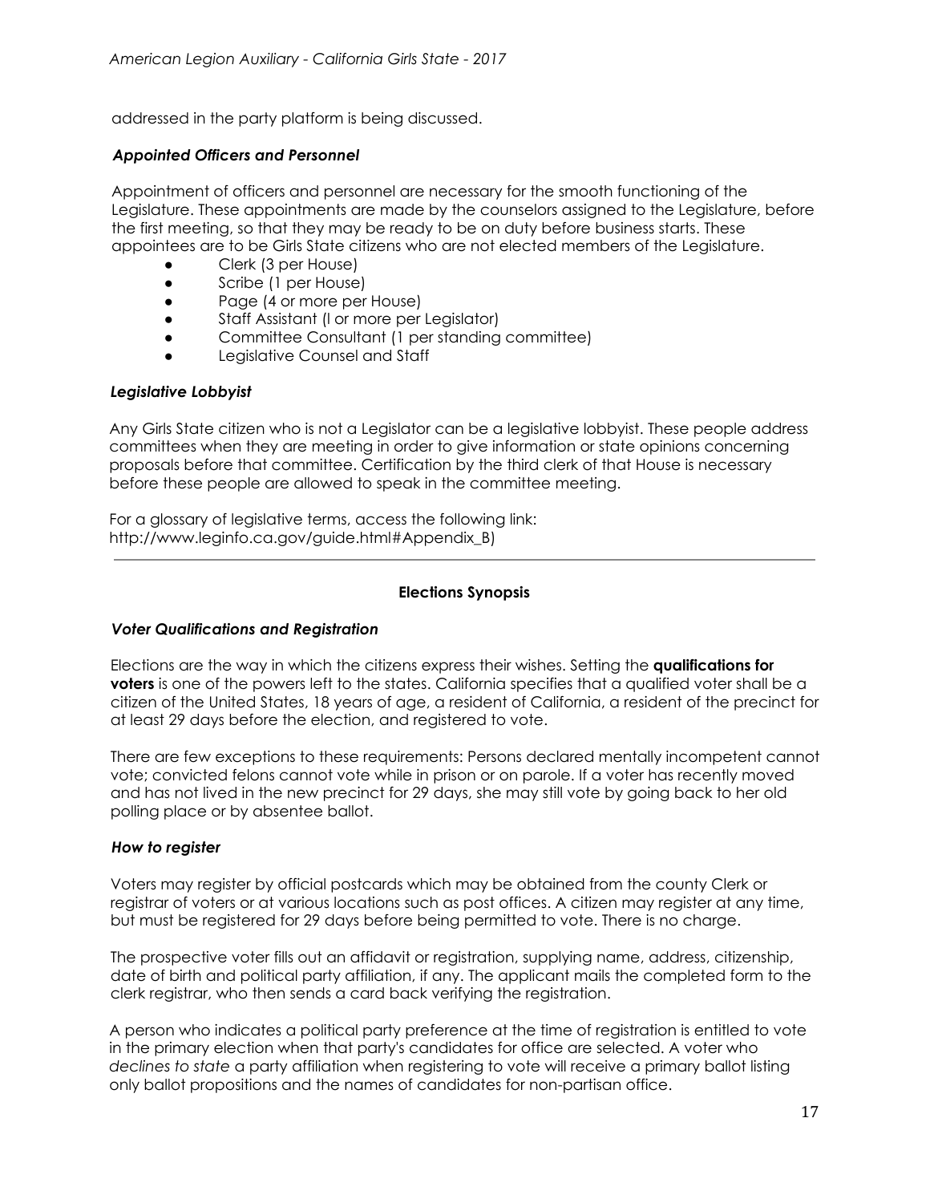addressed in the party platform is being discussed.

### *Appointed Officers and Personnel*

Appointment of officers and personnel are necessary for the smooth functioning of the Legislature. These appointments are made by the counselors assigned to the Legislature, before the first meeting, so that they may be ready to be on duty before business starts. These appointees are to be Girls State citizens who are not elected members of the Legislature.

- Clerk (3 per House)
- Scribe (1 per House)
- Page (4 or more per House)
- Staff Assistant (l or more per Legislator)
- Committee Consultant (1 per standing committee)
- Legislative Counsel and Staff

### *Legislative Lobbyist*

Any Girls State citizen who is not a Legislator can be a legislative lobbyist. These people address committees when they are meeting in order to give information or state opinions concerning proposals before that committee. Certification by the third clerk of that House is necessary before these people are allowed to speak in the committee meeting.

For a glossary of legislative terms, access the following link: http://www.leginfo.ca.gov/guide.html#Appendix_B)

---

## **Elections Synopsis**

### *Voter Qualifications and Registration*

Elections are the way in which the citizens express their wishes. Setting the **qualifications for voters** is one of the powers left to the states. California specifies that a qualified voter shall be a citizen of the United States, 18 years of age, a resident of California, a resident of the precinct for at least 29 days before the election, and registered to vote.

There are few exceptions to these requirements: Persons declared mentally incompetent cannot vote; convicted felons cannot vote while in prison or on parole. If a voter has recently moved and has not lived in the new precinct for 29 days, she may still vote by going back to her old polling place or by absentee ballot.

### *How to register*

Voters may register by official postcards which may be obtained from the county Clerk or registrar of voters or at various locations such as post offices. A citizen may register at any time, but must be registered for 29 days before being permitted to vote. There is no charge.

The prospective voter fills out an affidavit or registration, supplying name, address, citizenship, date of birth and political party affiliation, if any. The applicant mails the completed form to the clerk registrar, who then sends a card back verifying the registration.

A person who indicates a political party preference at the time of registration is entitled to vote in the primary election when that party's candidates for office are selected. A voter who *declines to state* a party affiliation when registering to vote will receive a primary ballot listing only ballot propositions and the names of candidates for non-partisan office.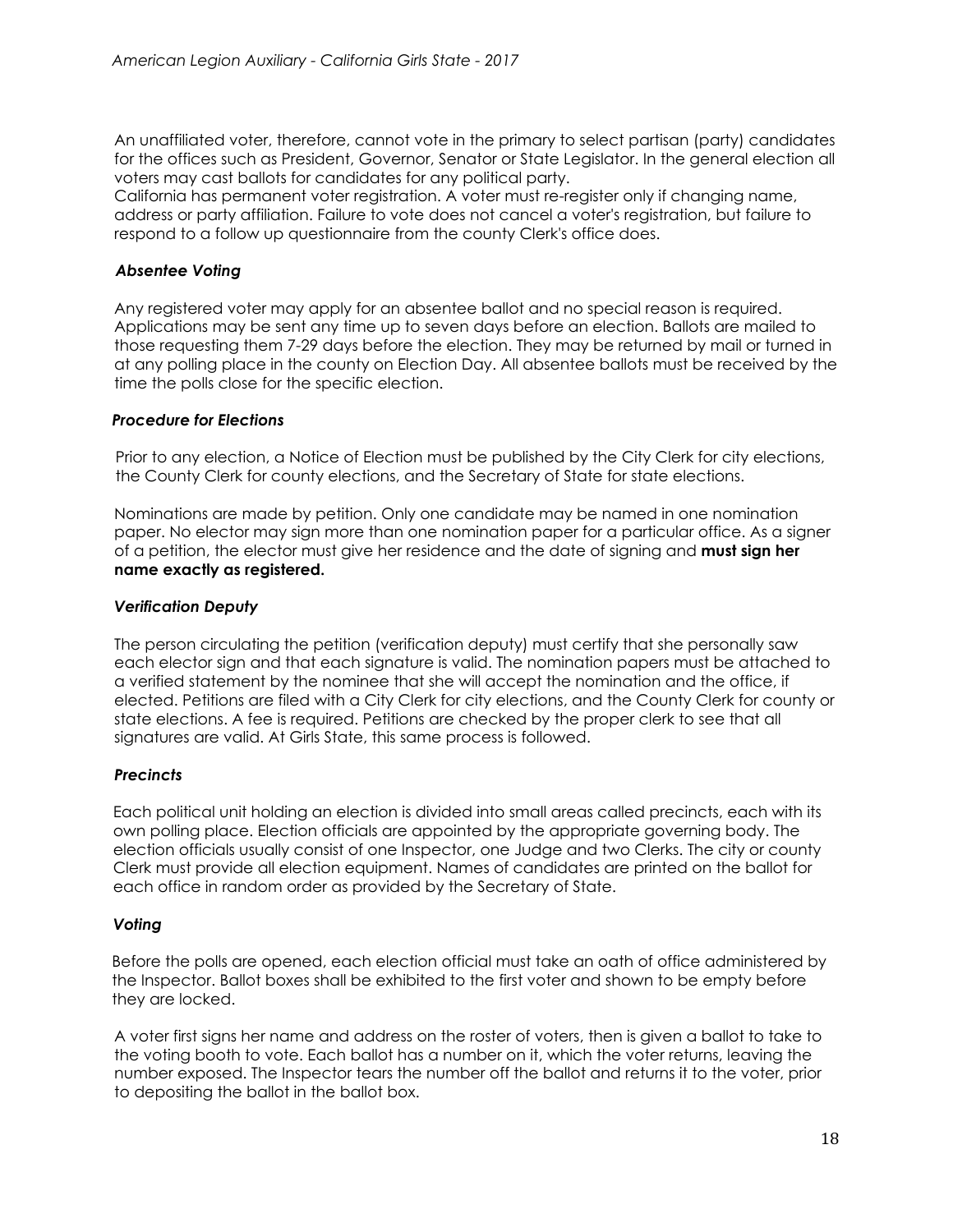An unaffiliated voter, therefore, cannot vote in the primary to select partisan (party) candidates for the offices such as President, Governor, Senator or State Legislator. In the general election all voters may cast ballots for candidates for any political party.
California has permanent voter registration. A voter must re-register only if changing name, address or party affiliation. Failure to vote does not cancel a voter's registration, but failure to respond to a follow up questionnaire from the county Clerk's office does.

### *Absentee Voting*

Any registered voter may apply for an absentee ballot and no special reason is required. Applications may be sent any time up to seven days before an election. Ballots are mailed to those requesting them 7-29 days before the election. They may be returned by mail or turned in at any polling place in the county on Election Day. All absentee ballots must be received by the time the polls close for the specific election.

### *Procedure for Elections*

Prior to any election, a Notice of Election must be published by the City Clerk for city elections, the County Clerk for county elections, and the Secretary of State for state elections.

Nominations are made by petition. Only one candidate may be named in one nomination paper. No elector may sign more than one nomination paper for a particular office. As a signer of a petition, the elector must give her residence and the date of signing and **must sign her name exactly as registered.**

### *Verification Deputy*

The person circulating the petition (verification deputy) must certify that she personally saw each elector sign and that each signature is valid. The nomination papers must be attached to a verified statement by the nominee that she will accept the nomination and the office, if elected. Petitions are filed with a City Clerk for city elections, and the County Clerk for county or state elections. A fee is required. Petitions are checked by the proper clerk to see that all signatures are valid. At Girls State, this same process is followed.

### *Precincts*

Each political unit holding an election is divided into small areas called precincts, each with its own polling place. Election officials are appointed by the appropriate governing body. The election officials usually consist of one Inspector, one Judge and two Clerks. The city or county Clerk must provide all election equipment. Names of candidates are printed on the ballot for each office in random order as provided by the Secretary of State.

### *Voting*

Before the polls are opened, each election official must take an oath of office administered by the Inspector. Ballot boxes shall be exhibited to the first voter and shown to be empty before they are locked.

A voter first signs her name and address on the roster of voters, then is given a ballot to take to the voting booth to vote. Each ballot has a number on it, which the voter returns, leaving the number exposed. The Inspector tears the number off the ballot and returns it to the voter, prior to depositing the ballot in the ballot box.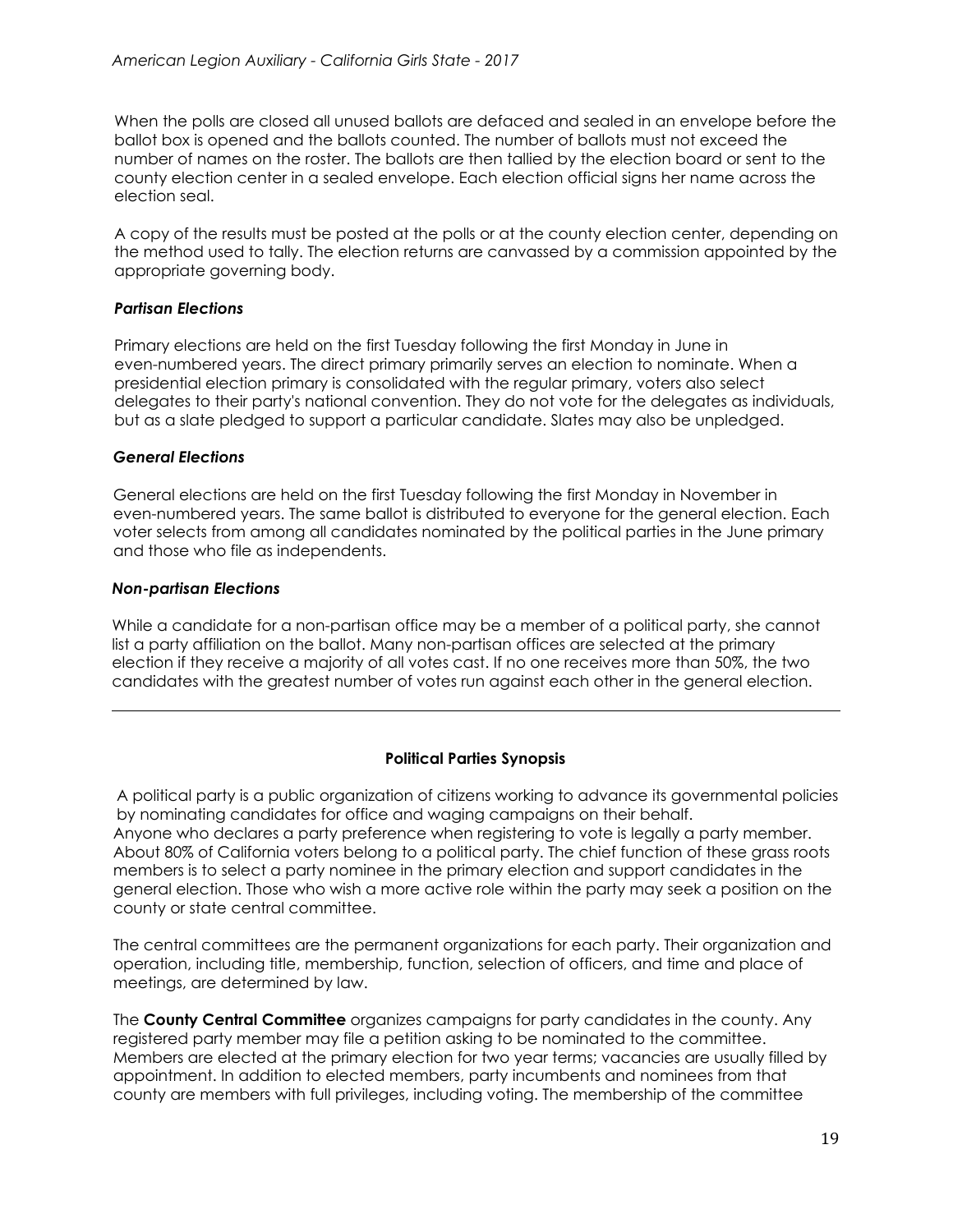When the polls are closed all unused ballots are defaced and sealed in an envelope before the ballot box is opened and the ballots counted. The number of ballots must not exceed the number of names on the roster. The ballots are then tallied by the election board or sent to the county election center in a sealed envelope. Each election official signs her name across the election seal.

A copy of the results must be posted at the polls or at the county election center, depending on the method used to tally. The election returns are canvassed by a commission appointed by the appropriate governing body.

### *Partisan Elections*

Primary elections are held on the first Tuesday following the first Monday in June in even-numbered years. The direct primary primarily serves an election to nominate. When a presidential election primary is consolidated with the regular primary, voters also select delegates to their party's national convention. They do not vote for the delegates as individuals, but as a slate pledged to support a particular candidate. Slates may also be unpledged.

### *General Elections*

General elections are held on the first Tuesday following the first Monday in November in even-numbered years. The same ballot is distributed to everyone for the general election. Each voter selects from among all candidates nominated by the political parties in the June primary and those who file as independents.

### *Non-partisan Elections*

While a candidate for a non-partisan office may be a member of a political party, she cannot list a party affiliation on the ballot. Many non-partisan offices are selected at the primary election if they receive a majority of all votes cast. If no one receives more than 50%, the two candidates with the greatest number of votes run against each other in the general election.

---

## Political Parties Synopsis

A political party is a public organization of citizens working to advance its governmental policies by nominating candidates for office and waging campaigns on their behalf. Anyone who declares a party preference when registering to vote is legally a party member. About 80% of California voters belong to a political party. The chief function of these grass roots members is to select a party nominee in the primary election and support candidates in the general election. Those who wish a more active role within the party may seek a position on the county or state central committee.

The central committees are the permanent organizations for each party. Their organization and operation, including title, membership, function, selection of officers, and time and place of meetings, are determined by law.

The **County Central Committee** organizes campaigns for party candidates in the county. Any registered party member may file a petition asking to be nominated to the committee. Members are elected at the primary election for two year terms; vacancies are usually filled by appointment. In addition to elected members, party incumbents and nominees from that county are members with full privileges, including voting. The membership of the committee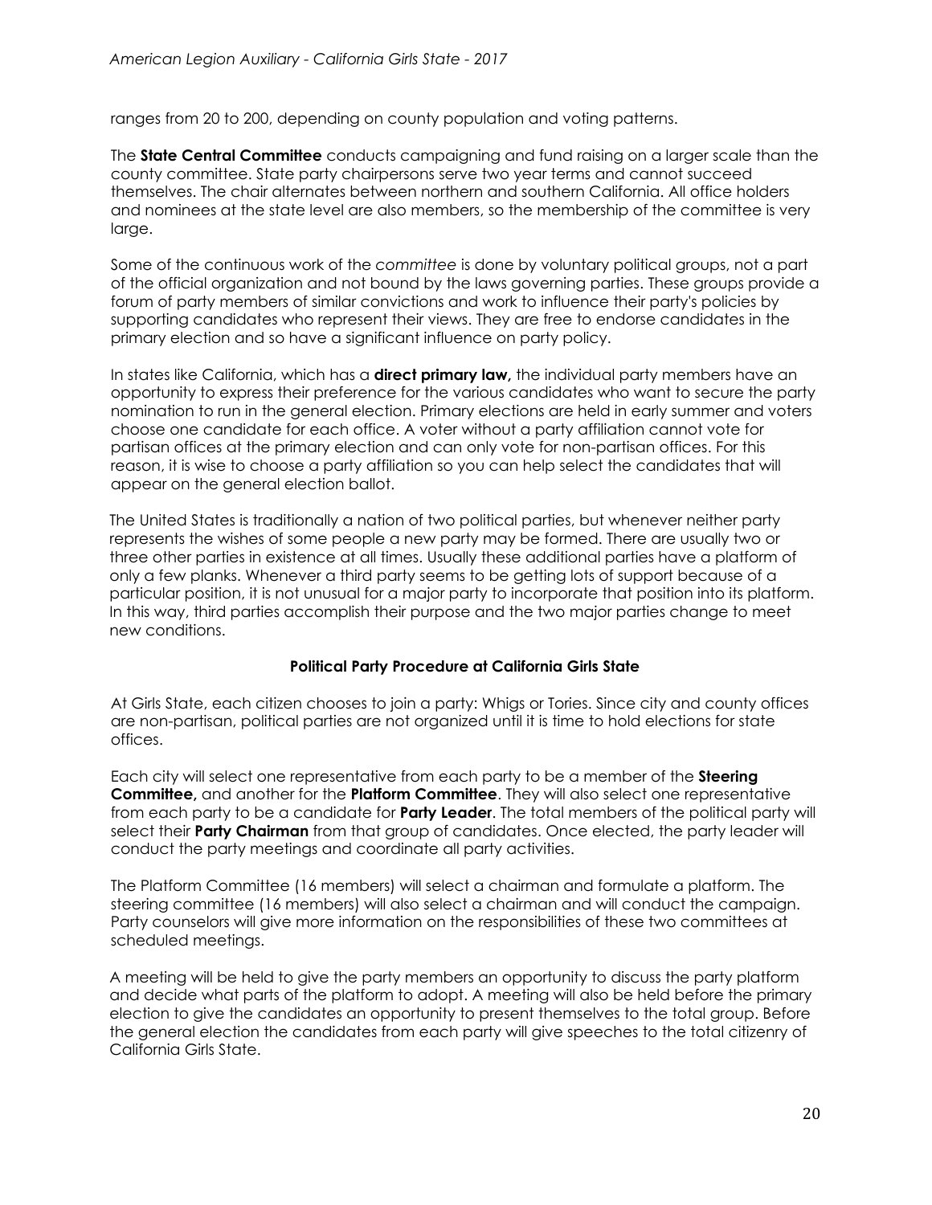ranges from 20 to 200, depending on county population and voting patterns.

The **State Central Committee** conducts campaigning and fund raising on a larger scale than the county committee. State party chairpersons serve two year terms and cannot succeed themselves. The chair alternates between northern and southern California. All office holders and nominees at the state level are also members, so the membership of the committee is very large.

Some of the continuous work of the *committee* is done by voluntary political groups, not a part of the official organization and not bound by the laws governing parties. These groups provide a forum of party members of similar convictions and work to influence their party's policies by supporting candidates who represent their views. They are free to endorse candidates in the primary election and so have a significant influence on party policy.

In states like California, which has a **direct primary law,** the individual party members have an opportunity to express their preference for the various candidates who want to secure the party nomination to run in the general election. Primary elections are held in early summer and voters choose one candidate for each office. A voter without a party affiliation cannot vote for partisan offices at the primary election and can only vote for non-partisan offices. For this reason, it is wise to choose a party affiliation so you can help select the candidates that will appear on the general election ballot.

The United States is traditionally a nation of two political parties, but whenever neither party represents the wishes of some people a new party may be formed. There are usually two or three other parties in existence at all times. Usually these additional parties have a platform of only a few planks. Whenever a third party seems to be getting lots of support because of a particular position, it is not unusual for a major party to incorporate that position into its platform. In this way, third parties accomplish their purpose and the two major parties change to meet new conditions.

### Political Party Procedure at California Girls State

At Girls State, each citizen chooses to join a party: Whigs or Tories. Since city and county offices are non-partisan, political parties are not organized until it is time to hold elections for state offices.

Each city will select one representative from each party to be a member of the **Steering Committee,** and another for the **Platform Committee**. They will also select one representative from each party to be a candidate for **Party Leader**. The total members of the political party will select their **Party Chairman** from that group of candidates. Once elected, the party leader will conduct the party meetings and coordinate all party activities.

The Platform Committee (16 members) will select a chairman and formulate a platform. The steering committee (16 members) will also select a chairman and will conduct the campaign. Party counselors will give more information on the responsibilities of these two committees at scheduled meetings.

A meeting will be held to give the party members an opportunity to discuss the party platform and decide what parts of the platform to adopt. A meeting will also be held before the primary election to give the candidates an opportunity to present themselves to the total group. Before the general election the candidates from each party will give speeches to the total citizenry of California Girls State.